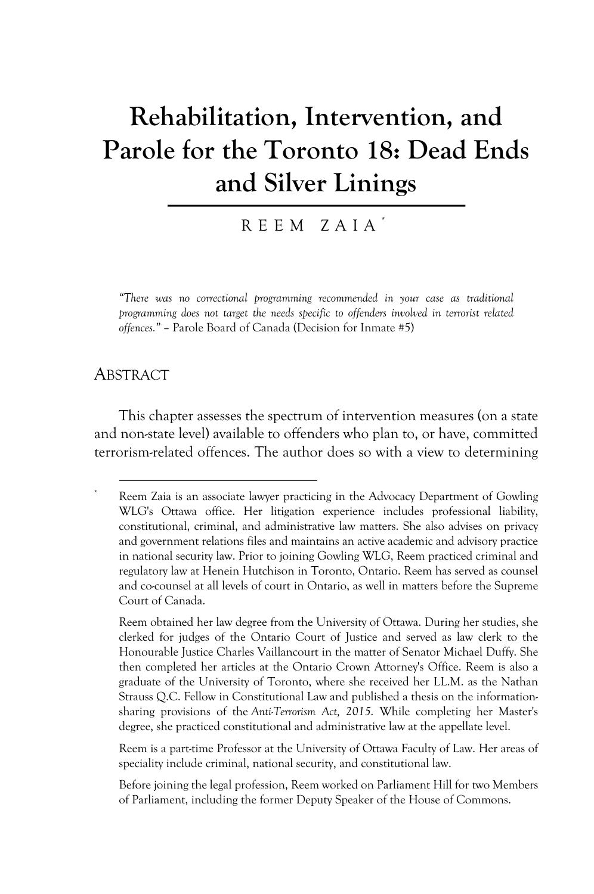# Rehabilitation, Intervention, and Parole for the Toronto 18: Dead Ends and Silver Linings

REEM ZAIA[*]

*"There was no correctional programming recommended in your case as traditional programming does not target the needs specific to offenders involved in terrorist related offences."* – Parole Board of Canada (Decision for Inmate #5)

## ABSTRACT

This chapter assesses the spectrum of intervention measures (on a state and non-state level) available to offenders who plan to, or have, committed terrorism-related offences. The author does so with a view to determining

---

[*] Reem Zaia is an associate lawyer practicing in the Advocacy Department of Gowling WLG's Ottawa office. Her litigation experience includes professional liability, constitutional, criminal, and administrative law matters. She also advises on privacy and government relations files and maintains an active academic and advisory practice in national security law. Prior to joining Gowling WLG, Reem practiced criminal and regulatory law at Henein Hutchison in Toronto, Ontario. Reem has served as counsel and co-counsel at all levels of court in Ontario, as well in matters before the Supreme Court of Canada.

Reem obtained her law degree from the University of Ottawa. During her studies, she clerked for judges of the Ontario Court of Justice and served as law clerk to the Honourable Justice Charles Vaillancourt in the matter of Senator Michael Duffy. She then completed her articles at the Ontario Crown Attorney's Office. Reem is also a graduate of the University of Toronto, where she received her LL.M. as the Nathan Strauss Q.C. Fellow in Constitutional Law and published a thesis on the information-sharing provisions of the *Anti-Terrorism Act, 2015*. While completing her Master's degree, she practiced constitutional and administrative law at the appellate level.

Reem is a part-time Professor at the University of Ottawa Faculty of Law. Her areas of speciality include criminal, national security, and constitutional law.

Before joining the legal profession, Reem worked on Parliament Hill for two Members of Parliament, including the former Deputy Speaker of the House of Commons.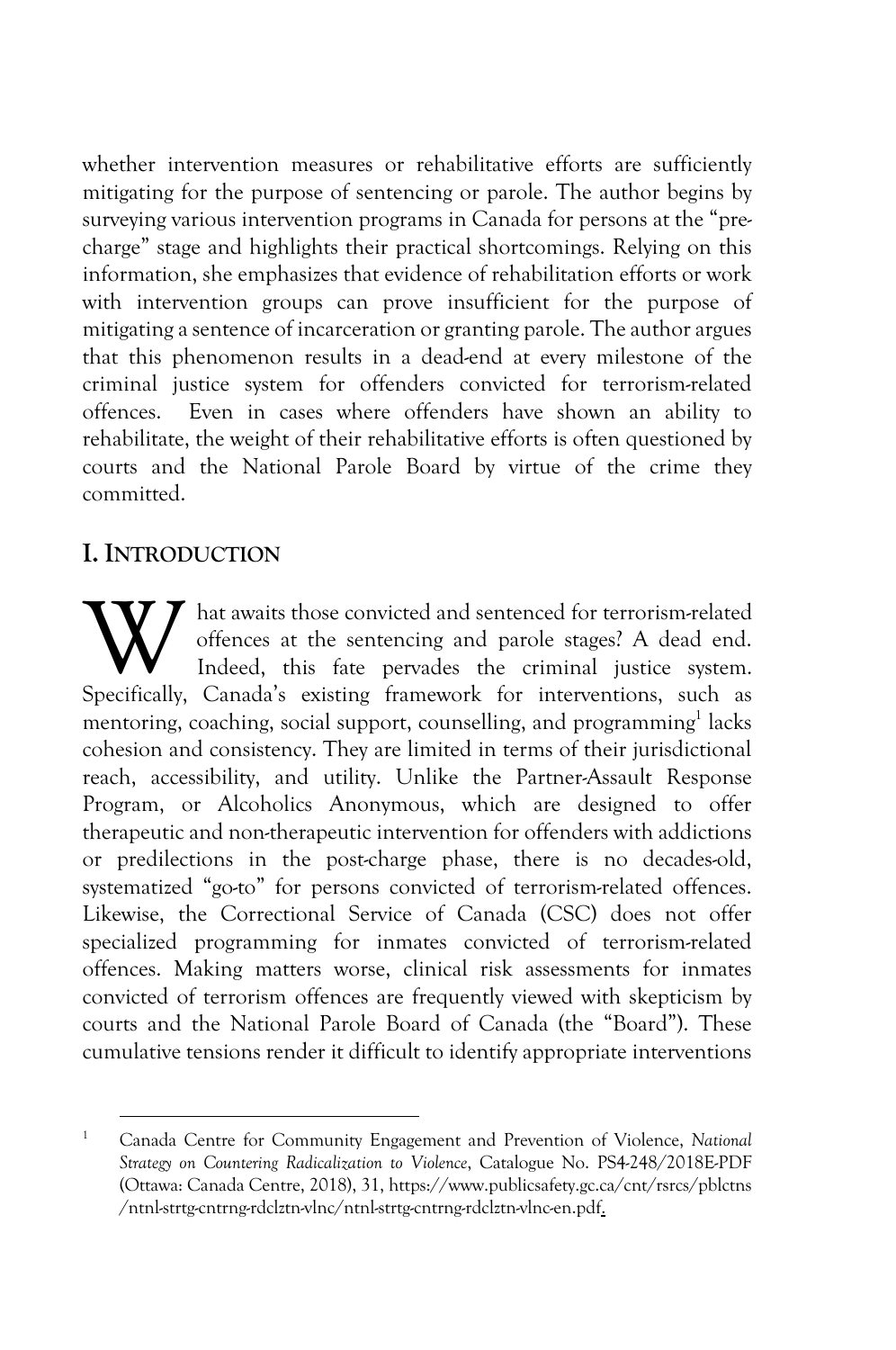whether intervention measures or rehabilitative efforts are sufficiently mitigating for the purpose of sentencing or parole. The author begins by surveying various intervention programs in Canada for persons at the "pre-charge" stage and highlights their practical shortcomings. Relying on this information, she emphasizes that evidence of rehabilitation efforts or work with intervention groups can prove insufficient for the purpose of mitigating a sentence of incarceration or granting parole. The author argues that this phenomenon results in a dead-end at every milestone of the criminal justice system for offenders convicted for terrorism-related offences. Even in cases where offenders have shown an ability to rehabilitate, the weight of their rehabilitative efforts is often questioned by courts and the National Parole Board by virtue of the crime they committed.

## I. INTRODUCTION

What awaits those convicted and sentenced for terrorism-related offences at the sentencing and parole stages? A dead end. Indeed, this fate pervades the criminal justice system. Specifically, Canada's existing framework for interventions, such as mentoring, coaching, social support, counselling, and programming[1] lacks cohesion and consistency. They are limited in terms of their jurisdictional reach, accessibility, and utility. Unlike the Partner-Assault Response Program, or Alcoholics Anonymous, which are designed to offer therapeutic and non-therapeutic intervention for offenders with addictions or predilections in the post-charge phase, there is no decades-old, systematized "go-to" for persons convicted of terrorism-related offences. Likewise, the Correctional Service of Canada (CSC) does not offer specialized programming for inmates convicted of terrorism-related offences. Making matters worse, clinical risk assessments for inmates convicted of terrorism offences are frequently viewed with skepticism by courts and the National Parole Board of Canada (the "Board"). These cumulative tensions render it difficult to identify appropriate interventions

---

[1] Canada Centre for Community Engagement and Prevention of Violence, *National Strategy on Countering Radicalization to Violence*, Catalogue No. PS4-248/2018E-PDF (Ottawa: Canada Centre, 2018), 31, https://www.publicsafety.gc.ca/cnt/rsrcs/pblctns/ntnl-strtg-cntrng-rdclztn-vlnc/ntnl-strtg-cntrng-rdclztn-vlnc-en.pdf.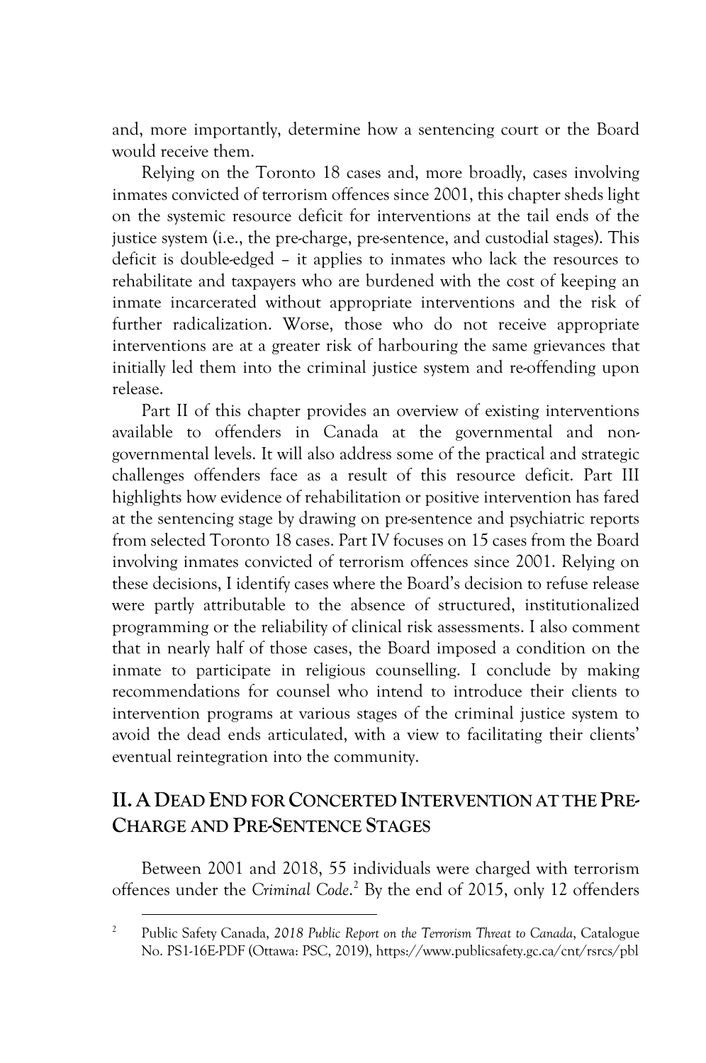and, more importantly, determine how a sentencing court or the Board would receive them.

Relying on the Toronto 18 cases and, more broadly, cases involving inmates convicted of terrorism offences since 2001, this chapter sheds light on the systemic resource deficit for interventions at the tail ends of the justice system (i.e., the pre-charge, pre-sentence, and custodial stages). This deficit is double-edged – it applies to inmates who lack the resources to rehabilitate and taxpayers who are burdened with the cost of keeping an inmate incarcerated without appropriate interventions and the risk of further radicalization. Worse, those who do not receive appropriate interventions are at a greater risk of harbouring the same grievances that initially led them into the criminal justice system and re-offending upon release.

Part II of this chapter provides an overview of existing interventions available to offenders in Canada at the governmental and non-governmental levels. It will also address some of the practical and strategic challenges offenders face as a result of this resource deficit. Part III highlights how evidence of rehabilitation or positive intervention has fared at the sentencing stage by drawing on pre-sentence and psychiatric reports from selected Toronto 18 cases. Part IV focuses on 15 cases from the Board involving inmates convicted of terrorism offences since 2001. Relying on these decisions, I identify cases where the Board's decision to refuse release were partly attributable to the absence of structured, institutionalized programming or the reliability of clinical risk assessments. I also comment that in nearly half of those cases, the Board imposed a condition on the inmate to participate in religious counselling. I conclude by making recommendations for counsel who intend to introduce their clients to intervention programs at various stages of the criminal justice system to avoid the dead ends articulated, with a view to facilitating their clients' eventual reintegration into the community.

## II. A Dead End for Concerted Intervention at the Pre-Charge and Pre-Sentence Stages

Between 2001 and 2018, 55 individuals were charged with terrorism offences under the *Criminal Code*.[2] By the end of 2015, only 12 offenders

---

[2] Public Safety Canada, *2018 Public Report on the Terrorism Threat to Canada*, Catalogue No. PS1-16E-PDF (Ottawa: PSC, 2019), https://www.publicsafety.gc.ca/cnt/rsrcs/pbl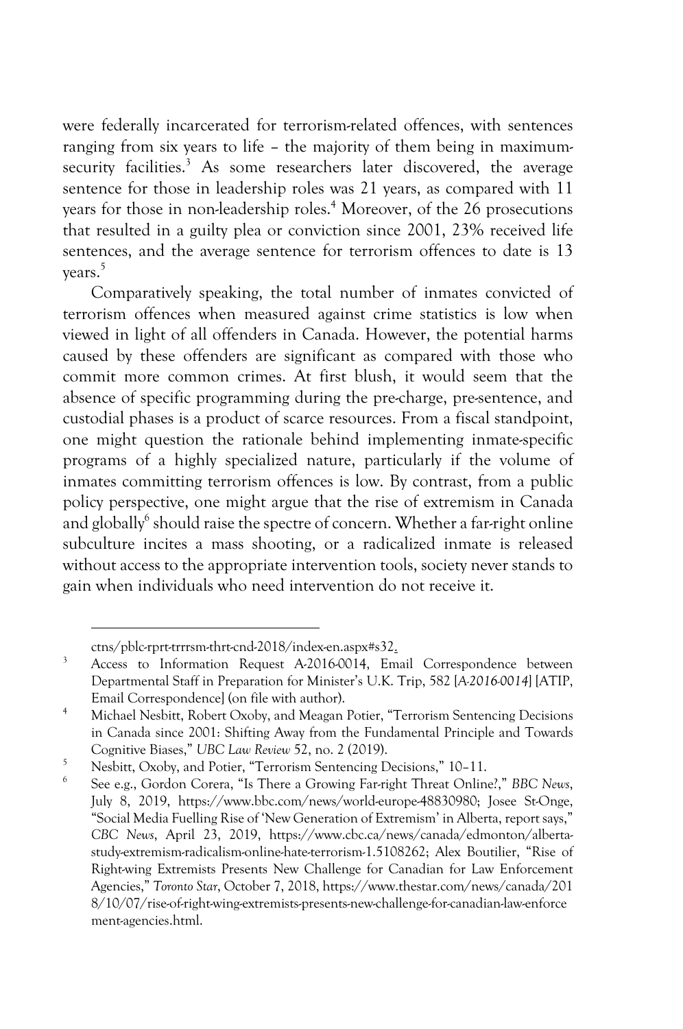were federally incarcerated for terrorism-related offences, with sentences ranging from six years to life – the majority of them being in maximum-security facilities.[3] As some researchers later discovered, the average sentence for those in leadership roles was 21 years, as compared with 11 years for those in non-leadership roles.[4] Moreover, of the 26 prosecutions that resulted in a guilty plea or conviction since 2001, 23% received life sentences, and the average sentence for terrorism offences to date is 13 years.[5]

Comparatively speaking, the total number of inmates convicted of terrorism offences when measured against crime statistics is low when viewed in light of all offenders in Canada. However, the potential harms caused by these offenders are significant as compared with those who commit more common crimes. At first blush, it would seem that the absence of specific programming during the pre-charge, pre-sentence, and custodial phases is a product of scarce resources. From a fiscal standpoint, one might question the rationale behind implementing inmate-specific programs of a highly specialized nature, particularly if the volume of inmates committing terrorism offences is low. By contrast, from a public policy perspective, one might argue that the rise of extremism in Canada and globally[6] should raise the spectre of concern. Whether a far-right online subculture incites a mass shooting, or a radicalized inmate is released without access to the appropriate intervention tools, society never stands to gain when individuals who need intervention do not receive it.

---

ctns/pblc-rprt-trrrsm-thrt-cnd-2018/index-en.aspx#s32.

[3] Access to Information Request A-2016-0014, Email Correspondence between Departmental Staff in Preparation for Minister's U.K. Trip, 582 [*A-2016-0014*] [ATIP, Email Correspondence] (on file with author).

[4] Michael Nesbitt, Robert Oxoby, and Meagan Potier, "Terrorism Sentencing Decisions in Canada since 2001: Shifting Away from the Fundamental Principle and Towards Cognitive Biases," *UBC Law Review* 52, no. 2 (2019).

[5] Nesbitt, Oxoby, and Potier, "Terrorism Sentencing Decisions," 10–11.

[6] See e.g., Gordon Corera, "Is There a Growing Far-right Threat Online?," *BBC News*, July 8, 2019, https://www.bbc.com/news/world-europe-48830980; Josee St-Onge, "Social Media Fuelling Rise of 'New Generation of Extremism' in Alberta, report says," *CBC News*, April 23, 2019, https://www.cbc.ca/news/canada/edmonton/alberta-study-extremism-radicalism-online-hate-terrorism-1.5108262; Alex Boutilier, "Rise of Right-wing Extremists Presents New Challenge for Canadian for Law Enforcement Agencies," *Toronto Star*, October 7, 2018, https://www.thestar.com/news/canada/2018/10/07/rise-of-right-wing-extremists-presents-new-challenge-for-canadian-law-enforcement-agencies.html.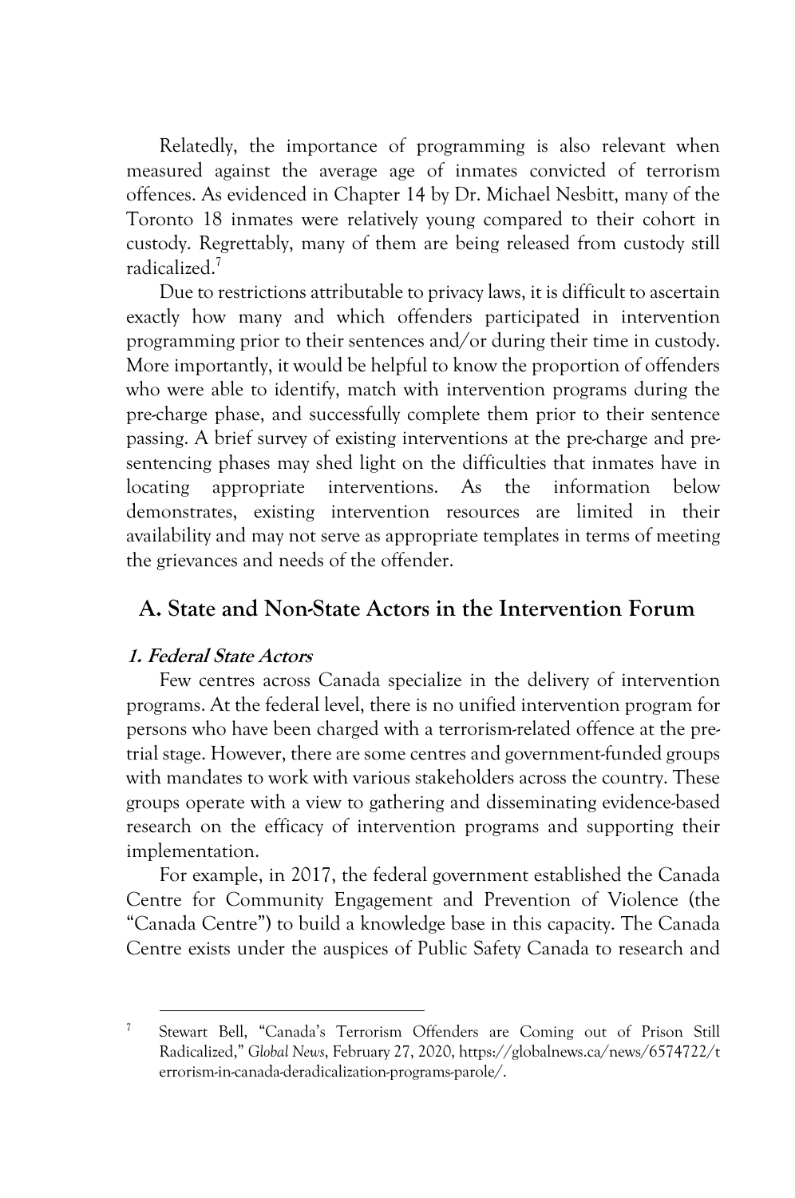Relatedly, the importance of programming is also relevant when measured against the average age of inmates convicted of terrorism offences. As evidenced in Chapter 14 by Dr. Michael Nesbitt, many of the Toronto 18 inmates were relatively young compared to their cohort in custody. Regrettably, many of them are being released from custody still radicalized.[7]

Due to restrictions attributable to privacy laws, it is difficult to ascertain exactly how many and which offenders participated in intervention programming prior to their sentences and/or during their time in custody. More importantly, it would be helpful to know the proportion of offenders who were able to identify, match with intervention programs during the pre-charge phase, and successfully complete them prior to their sentence passing. A brief survey of existing interventions at the pre-charge and pre-sentencing phases may shed light on the difficulties that inmates have in locating appropriate interventions. As the information below demonstrates, existing intervention resources are limited in their availability and may not serve as appropriate templates in terms of meeting the grievances and needs of the offender.

## A. State and Non-State Actors in the Intervention Forum

### *1. Federal State Actors*

Few centres across Canada specialize in the delivery of intervention programs. At the federal level, there is no unified intervention program for persons who have been charged with a terrorism-related offence at the pre-trial stage. However, there are some centres and government-funded groups with mandates to work with various stakeholders across the country. These groups operate with a view to gathering and disseminating evidence-based research on the efficacy of intervention programs and supporting their implementation.

For example, in 2017, the federal government established the Canada Centre for Community Engagement and Prevention of Violence (the "Canada Centre") to build a knowledge base in this capacity. The Canada Centre exists under the auspices of Public Safety Canada to research and

---

[7] Stewart Bell, "Canada's Terrorism Offenders are Coming out of Prison Still Radicalized," *Global News*, February 27, 2020, https://globalnews.ca/news/6574722/terrorism-in-canada-deradicalization-programs-parole/.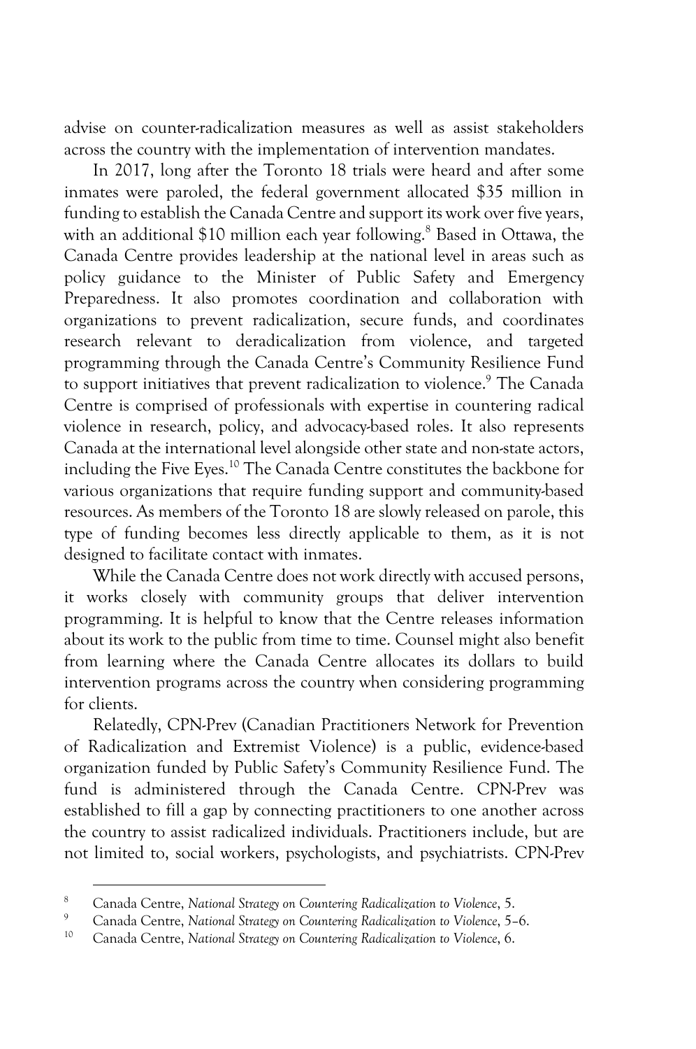advise on counter-radicalization measures as well as assist stakeholders across the country with the implementation of intervention mandates.

In 2017, long after the Toronto 18 trials were heard and after some inmates were paroled, the federal government allocated $35 million in funding to establish the Canada Centre and support its work over five years, with an additional $10 million each year following.[8] Based in Ottawa, the Canada Centre provides leadership at the national level in areas such as policy guidance to the Minister of Public Safety and Emergency Preparedness. It also promotes coordination and collaboration with organizations to prevent radicalization, secure funds, and coordinates research relevant to deradicalization from violence, and targeted programming through the Canada Centre's Community Resilience Fund to support initiatives that prevent radicalization to violence.[9] The Canada Centre is comprised of professionals with expertise in countering radical violence in research, policy, and advocacy-based roles. It also represents Canada at the international level alongside other state and non-state actors, including the Five Eyes.[10] The Canada Centre constitutes the backbone for various organizations that require funding support and community-based resources. As members of the Toronto 18 are slowly released on parole, this type of funding becomes less directly applicable to them, as it is not designed to facilitate contact with inmates.

While the Canada Centre does not work directly with accused persons, it works closely with community groups that deliver intervention programming. It is helpful to know that the Centre releases information about its work to the public from time to time. Counsel might also benefit from learning where the Canada Centre allocates its dollars to build intervention programs across the country when considering programming for clients.

Relatedly, CPN-Prev (Canadian Practitioners Network for Prevention of Radicalization and Extremist Violence) is a public, evidence-based organization funded by Public Safety's Community Resilience Fund. The fund is administered through the Canada Centre. CPN-Prev was established to fill a gap by connecting practitioners to one another across the country to assist radicalized individuals. Practitioners include, but are not limited to, social workers, psychologists, and psychiatrists. CPN-Prev

---

[8] Canada Centre, *National Strategy on Countering Radicalization to Violence*, 5.

[9] Canada Centre, *National Strategy on Countering Radicalization to Violence*, 5–6.

[10] Canada Centre, *National Strategy on Countering Radicalization to Violence*, 6.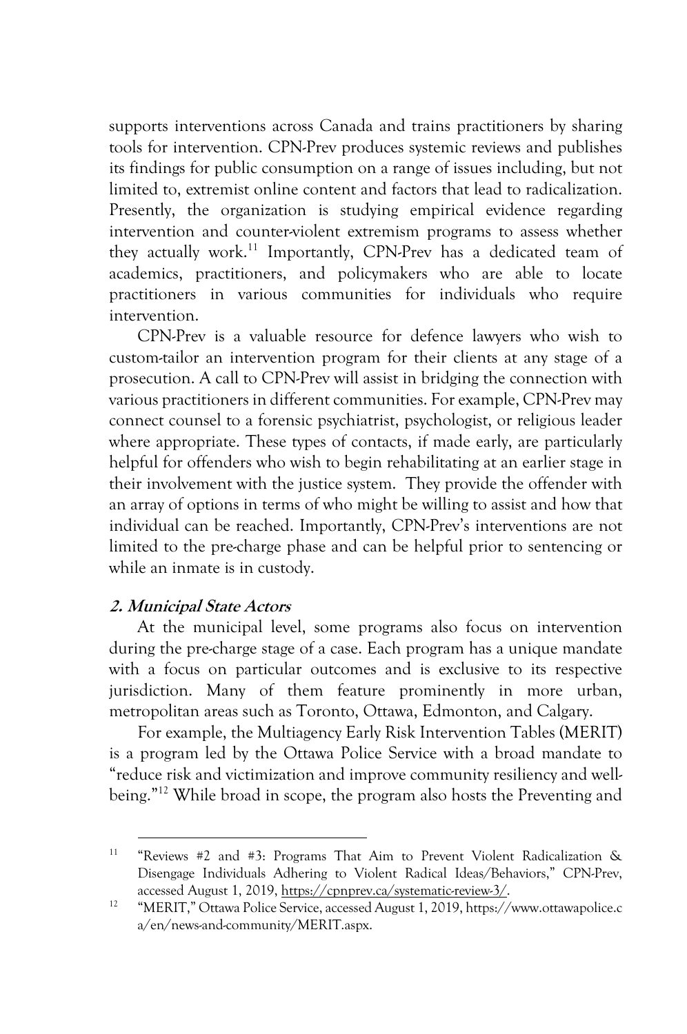supports interventions across Canada and trains practitioners by sharing tools for intervention. CPN-Prev produces systemic reviews and publishes its findings for public consumption on a range of issues including, but not limited to, extremist online content and factors that lead to radicalization. Presently, the organization is studying empirical evidence regarding intervention and counter-violent extremism programs to assess whether they actually work.[11] Importantly, CPN-Prev has a dedicated team of academics, practitioners, and policymakers who are able to locate practitioners in various communities for individuals who require intervention.

CPN-Prev is a valuable resource for defence lawyers who wish to custom-tailor an intervention program for their clients at any stage of a prosecution. A call to CPN-Prev will assist in bridging the connection with various practitioners in different communities. For example, CPN-Prev may connect counsel to a forensic psychiatrist, psychologist, or religious leader where appropriate. These types of contacts, if made early, are particularly helpful for offenders who wish to begin rehabilitating at an earlier stage in their involvement with the justice system. They provide the offender with an array of options in terms of who might be willing to assist and how that individual can be reached. Importantly, CPN-Prev's interventions are not limited to the pre-charge phase and can be helpful prior to sentencing or while an inmate is in custody.

#### *2. Municipal State Actors*

At the municipal level, some programs also focus on intervention during the pre-charge stage of a case. Each program has a unique mandate with a focus on particular outcomes and is exclusive to its respective jurisdiction. Many of them feature prominently in more urban, metropolitan areas such as Toronto, Ottawa, Edmonton, and Calgary.

For example, the Multiagency Early Risk Intervention Tables (MERIT) is a program led by the Ottawa Police Service with a broad mandate to "reduce risk and victimization and improve community resiliency and well-being."[12] While broad in scope, the program also hosts the Preventing and

---

[11] "Reviews #2 and #3: Programs That Aim to Prevent Violent Radicalization & Disengage Individuals Adhering to Violent Radical Ideas/Behaviors," CPN-Prev, accessed August 1, 2019, https://cpnprev.ca/systematic-review-3/.

[12] "MERIT," Ottawa Police Service, accessed August 1, 2019, https://www.ottawapolice.ca/en/news-and-community/MERIT.aspx.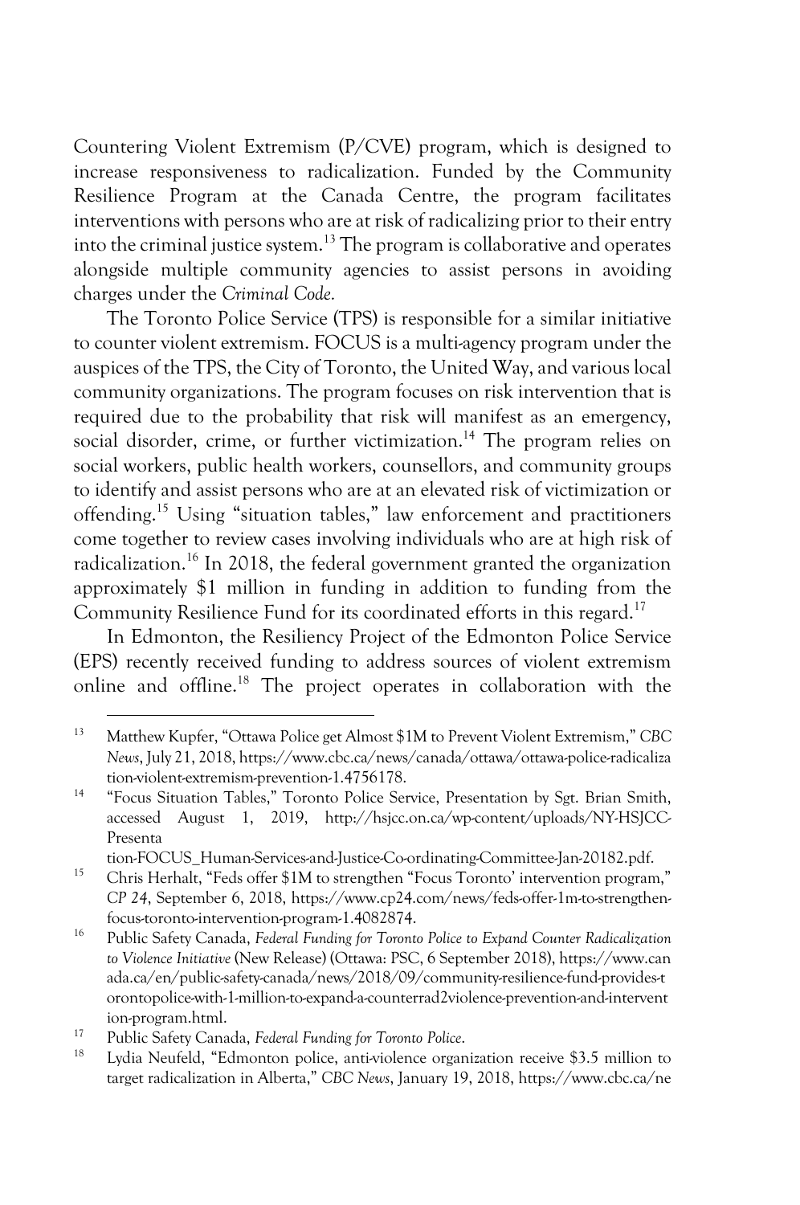Countering Violent Extremism (P/CVE) program, which is designed to increase responsiveness to radicalization. Funded by the Community Resilience Program at the Canada Centre, the program facilitates interventions with persons who are at risk of radicalizing prior to their entry into the criminal justice system.[13] The program is collaborative and operates alongside multiple community agencies to assist persons in avoiding charges under the *Criminal Code.*

The Toronto Police Service (TPS) is responsible for a similar initiative to counter violent extremism. FOCUS is a multi-agency program under the auspices of the TPS, the City of Toronto, the United Way, and various local community organizations. The program focuses on risk intervention that is required due to the probability that risk will manifest as an emergency, social disorder, crime, or further victimization.[14] The program relies on social workers, public health workers, counsellors, and community groups to identify and assist persons who are at an elevated risk of victimization or offending.[15] Using "situation tables," law enforcement and practitioners come together to review cases involving individuals who are at high risk of radicalization.[16] In 2018, the federal government granted the organization approximately $1 million in funding in addition to funding from the Community Resilience Fund for its coordinated efforts in this regard.[17]

In Edmonton, the Resiliency Project of the Edmonton Police Service (EPS) recently received funding to address sources of violent extremism online and offline.[18] The project operates in collaboration with the

---

[13] Matthew Kupfer, "Ottawa Police get Almost $1M to Prevent Violent Extremism," *CBC News*, July 21, 2018, https://www.cbc.ca/news/canada/ottawa/ottawa-police-radicalization-violent-extremism-prevention-1.4756178.

[14] "Focus Situation Tables," Toronto Police Service, Presentation by Sgt. Brian Smith, accessed August 1, 2019, http://hsjcc.on.ca/wp-content/uploads/NY-HSJCC-Presentation-FOCUS_Human-Services-and-Justice-Co-ordinating-Committee-Jan-20182.pdf.

[15] Chris Herhalt, "Feds offer $1M to strengthen "Focus Toronto' intervention program," *CP 24*, September 6, 2018, https://www.cp24.com/news/feds-offer-1m-to-strengthen-focus-toronto-intervention-program-1.4082874.

[16] Public Safety Canada, *Federal Funding for Toronto Police to Expand Counter Radicalization to Violence Initiative* (New Release) (Ottawa: PSC, 6 September 2018), https://www.canada.ca/en/public-safety-canada/news/2018/09/community-resilience-fund-provides-torontopolice-with-1-million-to-expand-a-counterrad2violence-prevention-and-intervention-program.html.

[17] Public Safety Canada, *Federal Funding for Toronto Police*.

[18] Lydia Neufeld, "Edmonton police, anti-violence organization receive $3.5 million to target radicalization in Alberta," *CBC News*, January 19, 2018, https://www.cbc.ca/ne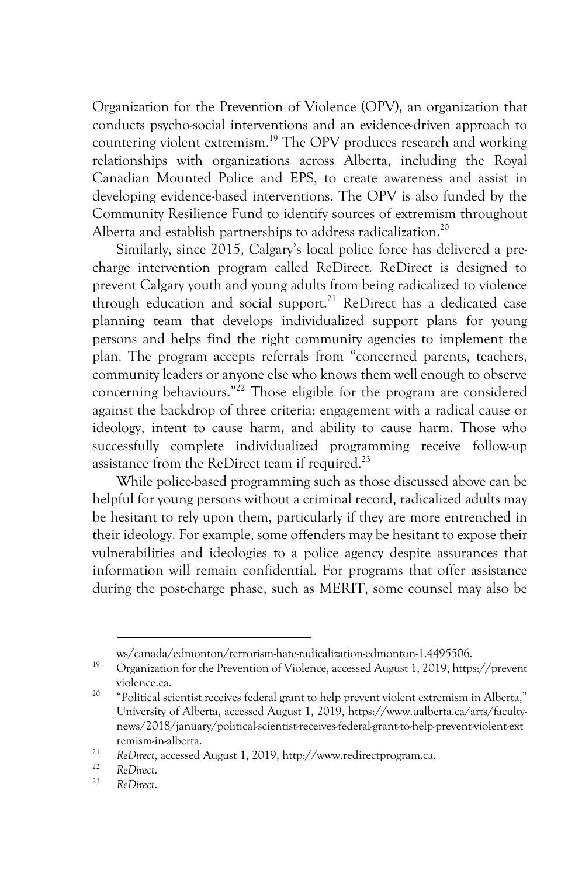Organization for the Prevention of Violence (OPV), an organization that conducts psycho-social interventions and an evidence-driven approach to countering violent extremism.[19] The OPV produces research and working relationships with organizations across Alberta, including the Royal Canadian Mounted Police and EPS, to create awareness and assist in developing evidence-based interventions. The OPV is also funded by the Community Resilience Fund to identify sources of extremism throughout Alberta and establish partnerships to address radicalization.[20]

Similarly, since 2015, Calgary's local police force has delivered a pre-charge intervention program called ReDirect. ReDirect is designed to prevent Calgary youth and young adults from being radicalized to violence through education and social support.[21] ReDirect has a dedicated case planning team that develops individualized support plans for young persons and helps find the right community agencies to implement the plan. The program accepts referrals from "concerned parents, teachers, community leaders or anyone else who knows them well enough to observe concerning behaviours."[22] Those eligible for the program are considered against the backdrop of three criteria: engagement with a radical cause or ideology, intent to cause harm, and ability to cause harm. Those who successfully complete individualized programming receive follow-up assistance from the ReDirect team if required.[23]

While police-based programming such as those discussed above can be helpful for young persons without a criminal record, radicalized adults may be hesitant to rely upon them, particularly if they are more entrenched in their ideology. For example, some offenders may be hesitant to expose their vulnerabilities and ideologies to a police agency despite assurances that information will remain confidential. For programs that offer assistance during the post-charge phase, such as MERIT, some counsel may also be

---

ws/canada/edmonton/terrorism-hate-radicalization-edmonton-1.4495506.

[19] Organization for the Prevention of Violence, accessed August 1, 2019, https://preventviolence.ca.

[20] "Political scientist receives federal grant to help prevent violent extremism in Alberta," University of Alberta, accessed August 1, 2019, https://www.ualberta.ca/arts/faculty-news/2018/january/political-scientist-receives-federal-grant-to-help-prevent-violent-extremism-in-alberta.

[21] *ReDirect*, accessed August 1, 2019, http://www.redirectprogram.ca.

[22] *ReDirect*.

[23] *ReDirect*.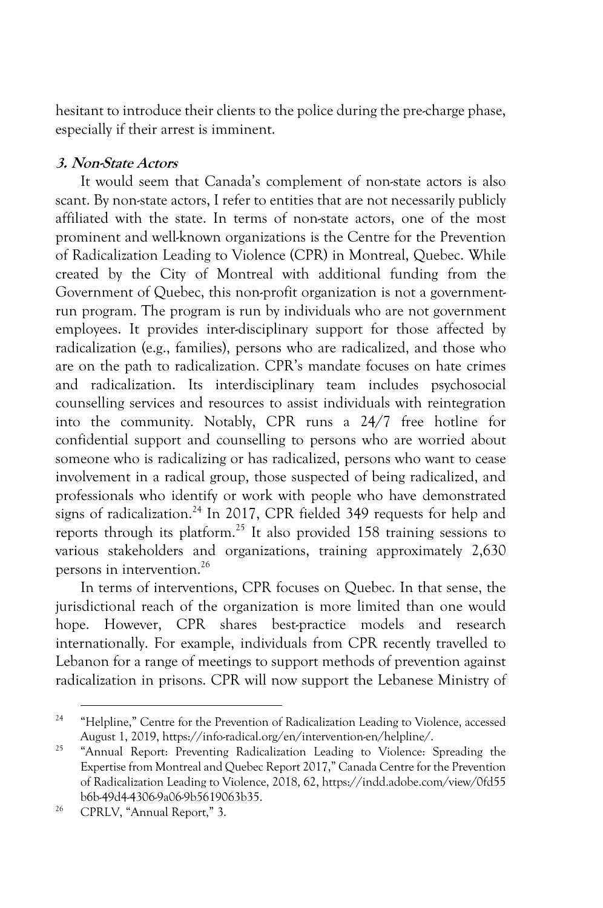hesitant to introduce their clients to the police during the pre-charge phase, especially if their arrest is imminent.

### *3. Non-State Actors*

It would seem that Canada's complement of non-state actors is also scant. By non-state actors, I refer to entities that are not necessarily publicly affiliated with the state. In terms of non-state actors, one of the most prominent and well-known organizations is the Centre for the Prevention of Radicalization Leading to Violence (CPR) in Montreal, Quebec. While created by the City of Montreal with additional funding from the Government of Quebec, this non-profit organization is not a government-run program. The program is run by individuals who are not government employees. It provides inter-disciplinary support for those affected by radicalization (e.g., families), persons who are radicalized, and those who are on the path to radicalization. CPR's mandate focuses on hate crimes and radicalization. Its interdisciplinary team includes psychosocial counselling services and resources to assist individuals with reintegration into the community. Notably, CPR runs a 24/7 free hotline for confidential support and counselling to persons who are worried about someone who is radicalizing or has radicalized, persons who want to cease involvement in a radical group, those suspected of being radicalized, and professionals who identify or work with people who have demonstrated signs of radicalization.[24] In 2017, CPR fielded 349 requests for help and reports through its platform.[25] It also provided 158 training sessions to various stakeholders and organizations, training approximately 2,630 persons in intervention.[26]

In terms of interventions, CPR focuses on Quebec. In that sense, the jurisdictional reach of the organization is more limited than one would hope. However, CPR shares best-practice models and research internationally. For example, individuals from CPR recently travelled to Lebanon for a range of meetings to support methods of prevention against radicalization in prisons. CPR will now support the Lebanese Ministry of

---

[24] "Helpline," Centre for the Prevention of Radicalization Leading to Violence, accessed August 1, 2019, https://info-radical.org/en/intervention-en/helpline/.

[25] "Annual Report: Preventing Radicalization Leading to Violence: Spreading the Expertise from Montreal and Quebec Report 2017," Canada Centre for the Prevention of Radicalization Leading to Violence, 2018, 62, https://indd.adobe.com/view/0fd55b6b-49d4-4306-9a06-9b5619063b35.

[26] CPRLV, "Annual Report," 3.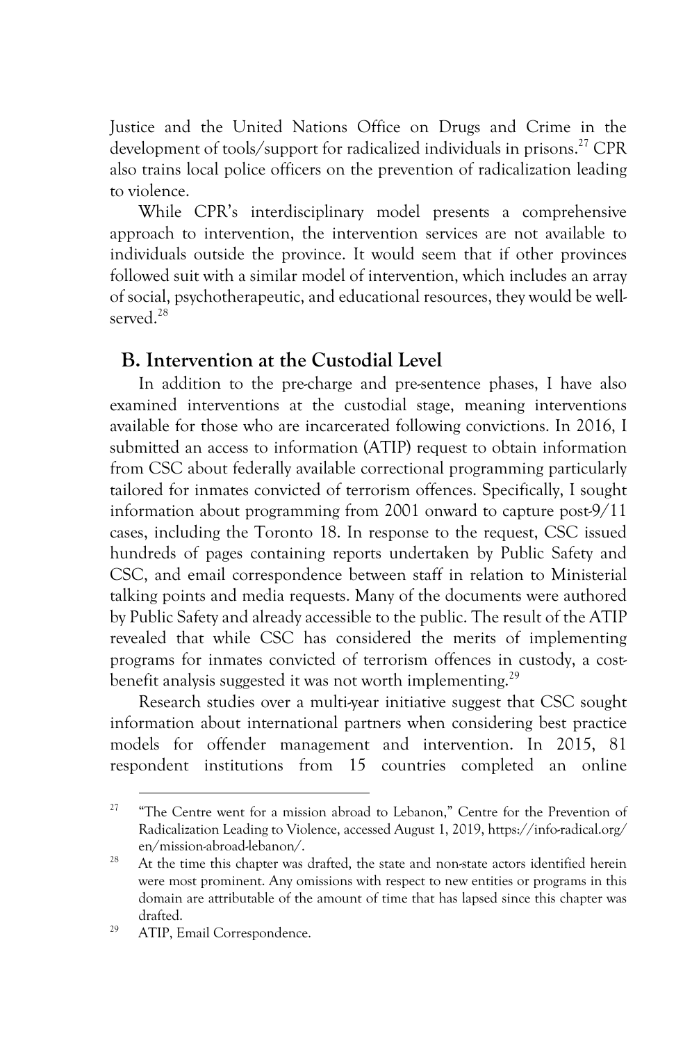Justice and the United Nations Office on Drugs and Crime in the development of tools/support for radicalized individuals in prisons.[27] CPR also trains local police officers on the prevention of radicalization leading to violence.

While CPR's interdisciplinary model presents a comprehensive approach to intervention, the intervention services are not available to individuals outside the province. It would seem that if other provinces followed suit with a similar model of intervention, which includes an array of social, psychotherapeutic, and educational resources, they would be well-served.[28]

## B. Intervention at the Custodial Level

In addition to the pre-charge and pre-sentence phases, I have also examined interventions at the custodial stage, meaning interventions available for those who are incarcerated following convictions. In 2016, I submitted an access to information (ATIP) request to obtain information from CSC about federally available correctional programming particularly tailored for inmates convicted of terrorism offences. Specifically, I sought information about programming from 2001 onward to capture post-9/11 cases, including the Toronto 18. In response to the request, CSC issued hundreds of pages containing reports undertaken by Public Safety and CSC, and email correspondence between staff in relation to Ministerial talking points and media requests. Many of the documents were authored by Public Safety and already accessible to the public. The result of the ATIP revealed that while CSC has considered the merits of implementing programs for inmates convicted of terrorism offences in custody, a cost-benefit analysis suggested it was not worth implementing.[29]

Research studies over a multi-year initiative suggest that CSC sought information about international partners when considering best practice models for offender management and intervention. In 2015, 81 respondent institutions from 15 countries completed an online

---

[27] "The Centre went for a mission abroad to Lebanon," Centre for the Prevention of Radicalization Leading to Violence, accessed August 1, 2019, https://info-radical.org/en/mission-abroad-lebanon/.

[28] At the time this chapter was drafted, the state and non-state actors identified herein were most prominent. Any omissions with respect to new entities or programs in this domain are attributable of the amount of time that has lapsed since this chapter was drafted.

[29] ATIP, Email Correspondence.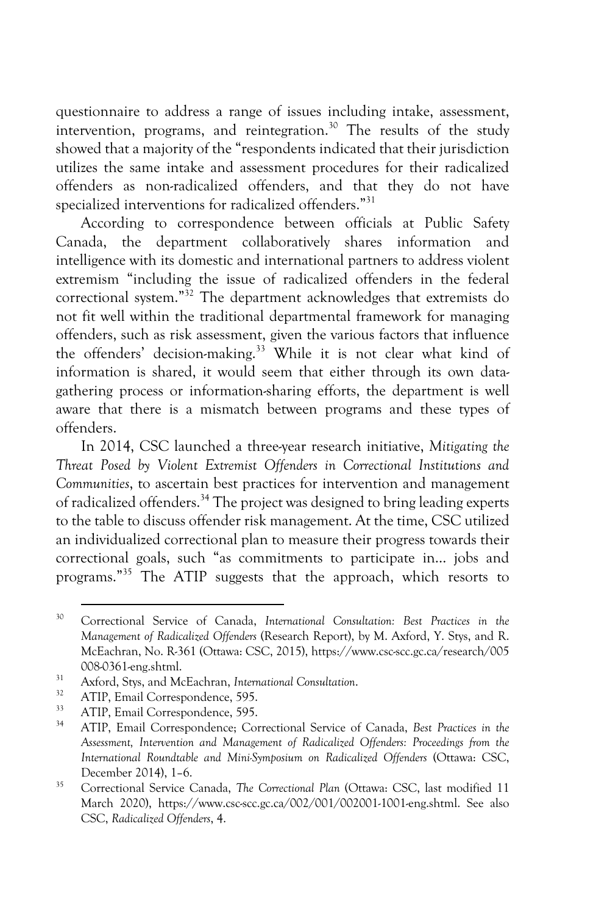questionnaire to address a range of issues including intake, assessment, intervention, programs, and reintegration.[30] The results of the study showed that a majority of the "respondents indicated that their jurisdiction utilizes the same intake and assessment procedures for their radicalized offenders as non-radicalized offenders, and that they do not have specialized interventions for radicalized offenders."[31]

According to correspondence between officials at Public Safety Canada, the department collaboratively shares information and intelligence with its domestic and international partners to address violent extremism "including the issue of radicalized offenders in the federal correctional system."[32] The department acknowledges that extremists do not fit well within the traditional departmental framework for managing offenders, such as risk assessment, given the various factors that influence the offenders' decision-making.[33] While it is not clear what kind of information is shared, it would seem that either through its own data-gathering process or information-sharing efforts, the department is well aware that there is a mismatch between programs and these types of offenders.

In 2014, CSC launched a three-year research initiative, *Mitigating the Threat Posed by Violent Extremist Offenders in Correctional Institutions and Communities*, to ascertain best practices for intervention and management of radicalized offenders.[34] The project was designed to bring leading experts to the table to discuss offender risk management. At the time, CSC utilized an individualized correctional plan to measure their progress towards their correctional goals, such "as commitments to participate in… jobs and programs."[35] The ATIP suggests that the approach, which resorts to

---

30 Correctional Service of Canada, *International Consultation: Best Practices in the Management of Radicalized Offenders* (Research Report), by M. Axford, Y. Stys, and R. McEachran, No. R-361 (Ottawa: CSC, 2015), https://www.csc-scc.gc.ca/research/005008-0361-eng.shtml.

31 Axford, Stys, and McEachran, *International Consultation*.

32 ATIP, Email Correspondence, 595.

33 ATIP, Email Correspondence, 595.

34 ATIP, Email Correspondence; Correctional Service of Canada, *Best Practices in the Assessment, Intervention and Management of Radicalized Offenders: Proceedings from the International Roundtable and Mini-Symposium on Radicalized Offenders* (Ottawa: CSC, December 2014), 1–6.

35 Correctional Service Canada, *The Correctional Plan* (Ottawa: CSC, last modified 11 March 2020), https://www.csc-scc.gc.ca/002/001/002001-1001-eng.shtml. See also CSC, *Radicalized Offenders*, 4.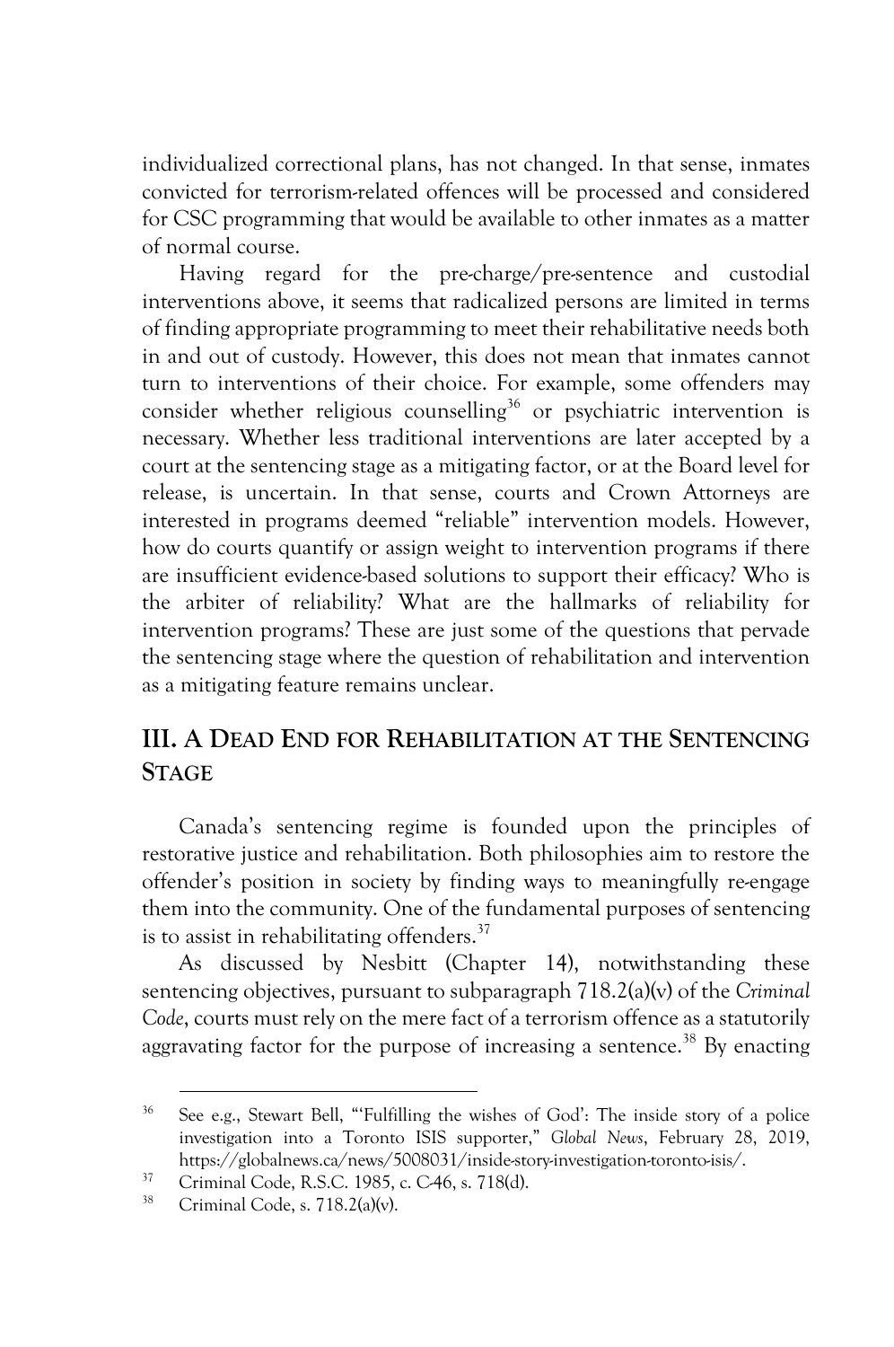individualized correctional plans, has not changed. In that sense, inmates convicted for terrorism-related offences will be processed and considered for CSC programming that would be available to other inmates as a matter of normal course.

Having regard for the pre-charge/pre-sentence and custodial interventions above, it seems that radicalized persons are limited in terms of finding appropriate programming to meet their rehabilitative needs both in and out of custody. However, this does not mean that inmates cannot turn to interventions of their choice. For example, some offenders may consider whether religious counselling[36] or psychiatric intervention is necessary. Whether less traditional interventions are later accepted by a court at the sentencing stage as a mitigating factor, or at the Board level for release, is uncertain. In that sense, courts and Crown Attorneys are interested in programs deemed "reliable" intervention models. However, how do courts quantify or assign weight to intervention programs if there are insufficient evidence-based solutions to support their efficacy? Who is the arbiter of reliability? What are the hallmarks of reliability for intervention programs? These are just some of the questions that pervade the sentencing stage where the question of rehabilitation and intervention as a mitigating feature remains unclear.

## III. A Dead End for Rehabilitation at the Sentencing Stage

Canada's sentencing regime is founded upon the principles of restorative justice and rehabilitation. Both philosophies aim to restore the offender's position in society by finding ways to meaningfully re-engage them into the community. One of the fundamental purposes of sentencing is to assist in rehabilitating offenders.[37]

As discussed by Nesbitt (Chapter 14), notwithstanding these sentencing objectives, pursuant to subparagraph 718.2(a)(v) of the *Criminal Code*, courts must rely on the mere fact of a terrorism offence as a statutorily aggravating factor for the purpose of increasing a sentence.[38] By enacting

---

[36] See e.g., Stewart Bell, "'Fulfilling the wishes of God': The inside story of a police investigation into a Toronto ISIS supporter," *Global News*, February 28, 2019, https://globalnews.ca/news/5008031/inside-story-investigation-toronto-isis/.

[37] Criminal Code, R.S.C. 1985, c. C-46, s. 718(d).

[38] Criminal Code, s. 718.2(a)(v).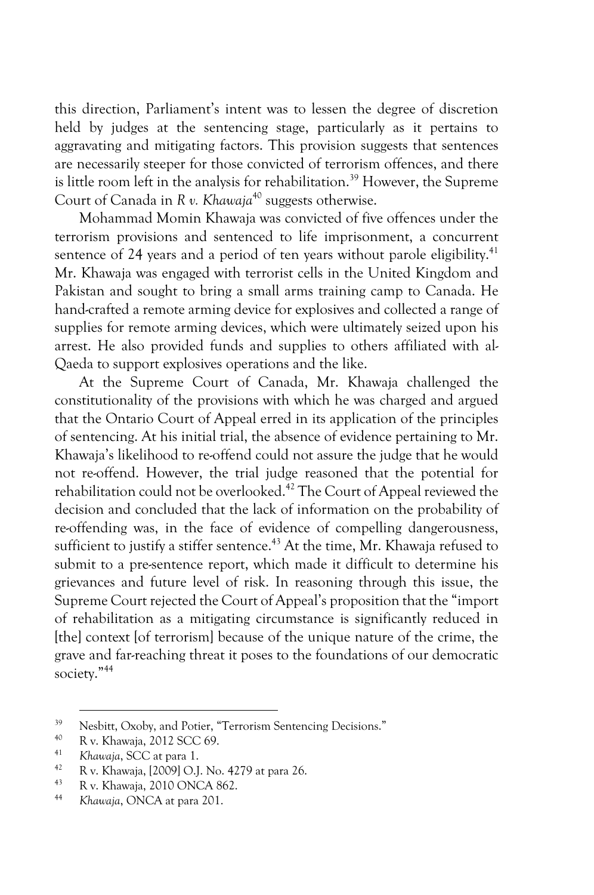this direction, Parliament's intent was to lessen the degree of discretion held by judges at the sentencing stage, particularly as it pertains to aggravating and mitigating factors. This provision suggests that sentences are necessarily steeper for those convicted of terrorism offences, and there is little room left in the analysis for rehabilitation.[39] However, the Supreme Court of Canada in *R v. Khawaja*[40] suggests otherwise.

Mohammad Momin Khawaja was convicted of five offences under the terrorism provisions and sentenced to life imprisonment, a concurrent sentence of 24 years and a period of ten years without parole eligibility.[41] Mr. Khawaja was engaged with terrorist cells in the United Kingdom and Pakistan and sought to bring a small arms training camp to Canada. He hand-crafted a remote arming device for explosives and collected a range of supplies for remote arming devices, which were ultimately seized upon his arrest. He also provided funds and supplies to others affiliated with al-Qaeda to support explosives operations and the like.

At the Supreme Court of Canada, Mr. Khawaja challenged the constitutionality of the provisions with which he was charged and argued that the Ontario Court of Appeal erred in its application of the principles of sentencing. At his initial trial, the absence of evidence pertaining to Mr. Khawaja's likelihood to re-offend could not assure the judge that he would not re-offend. However, the trial judge reasoned that the potential for rehabilitation could not be overlooked.[42] The Court of Appeal reviewed the decision and concluded that the lack of information on the probability of re-offending was, in the face of evidence of compelling dangerousness, sufficient to justify a stiffer sentence.[43] At the time, Mr. Khawaja refused to submit to a pre-sentence report, which made it difficult to determine his grievances and future level of risk. In reasoning through this issue, the Supreme Court rejected the Court of Appeal's proposition that the "import of rehabilitation as a mitigating circumstance is significantly reduced in [the] context [of terrorism] because of the unique nature of the crime, the grave and far-reaching threat it poses to the foundations of our democratic society."[44]

---

[39] Nesbitt, Oxoby, and Potier, "Terrorism Sentencing Decisions."

[40] R v. Khawaja, 2012 SCC 69.

[41] *Khawaja*, SCC at para 1.

[42] R v. Khawaja, [2009] O.J. No. 4279 at para 26.

[43] R v. Khawaja, 2010 ONCA 862.

[44] *Khawaja*, ONCA at para 201.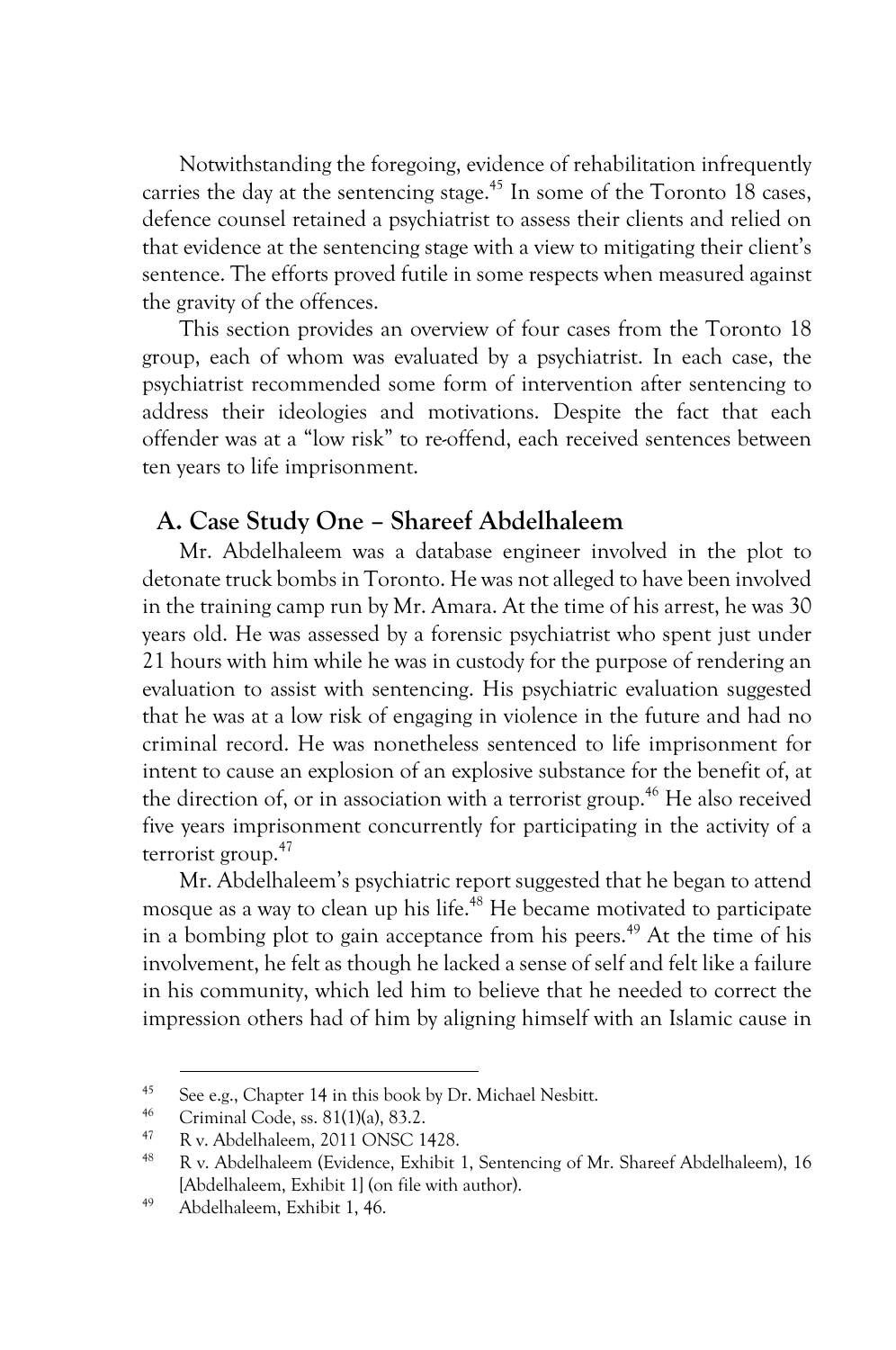Notwithstanding the foregoing, evidence of rehabilitation infrequently carries the day at the sentencing stage.[45] In some of the Toronto 18 cases, defence counsel retained a psychiatrist to assess their clients and relied on that evidence at the sentencing stage with a view to mitigating their client's sentence. The efforts proved futile in some respects when measured against the gravity of the offences.

This section provides an overview of four cases from the Toronto 18 group, each of whom was evaluated by a psychiatrist. In each case, the psychiatrist recommended some form of intervention after sentencing to address their ideologies and motivations. Despite the fact that each offender was at a "low risk" to re-offend, each received sentences between ten years to life imprisonment.

## A. Case Study One – Shareef Abdelhaleem

Mr. Abdelhaleem was a database engineer involved in the plot to detonate truck bombs in Toronto. He was not alleged to have been involved in the training camp run by Mr. Amara. At the time of his arrest, he was 30 years old. He was assessed by a forensic psychiatrist who spent just under 21 hours with him while he was in custody for the purpose of rendering an evaluation to assist with sentencing. His psychiatric evaluation suggested that he was at a low risk of engaging in violence in the future and had no criminal record. He was nonetheless sentenced to life imprisonment for intent to cause an explosion of an explosive substance for the benefit of, at the direction of, or in association with a terrorist group.[46] He also received five years imprisonment concurrently for participating in the activity of a terrorist group.[47]

Mr. Abdelhaleem's psychiatric report suggested that he began to attend mosque as a way to clean up his life.[48] He became motivated to participate in a bombing plot to gain acceptance from his peers.[49] At the time of his involvement, he felt as though he lacked a sense of self and felt like a failure in his community, which led him to believe that he needed to correct the impression others had of him by aligning himself with an Islamic cause in

---

[45] See e.g., Chapter 14 in this book by Dr. Michael Nesbitt.

[46] Criminal Code, ss. 81(1)(a), 83.2.

[47] R v. Abdelhaleem, 2011 ONSC 1428.

[48] R v. Abdelhaleem (Evidence, Exhibit 1, Sentencing of Mr. Shareef Abdelhaleem), 16 [Abdelhaleem, Exhibit 1] (on file with author).

[49] Abdelhaleem, Exhibit 1, 46.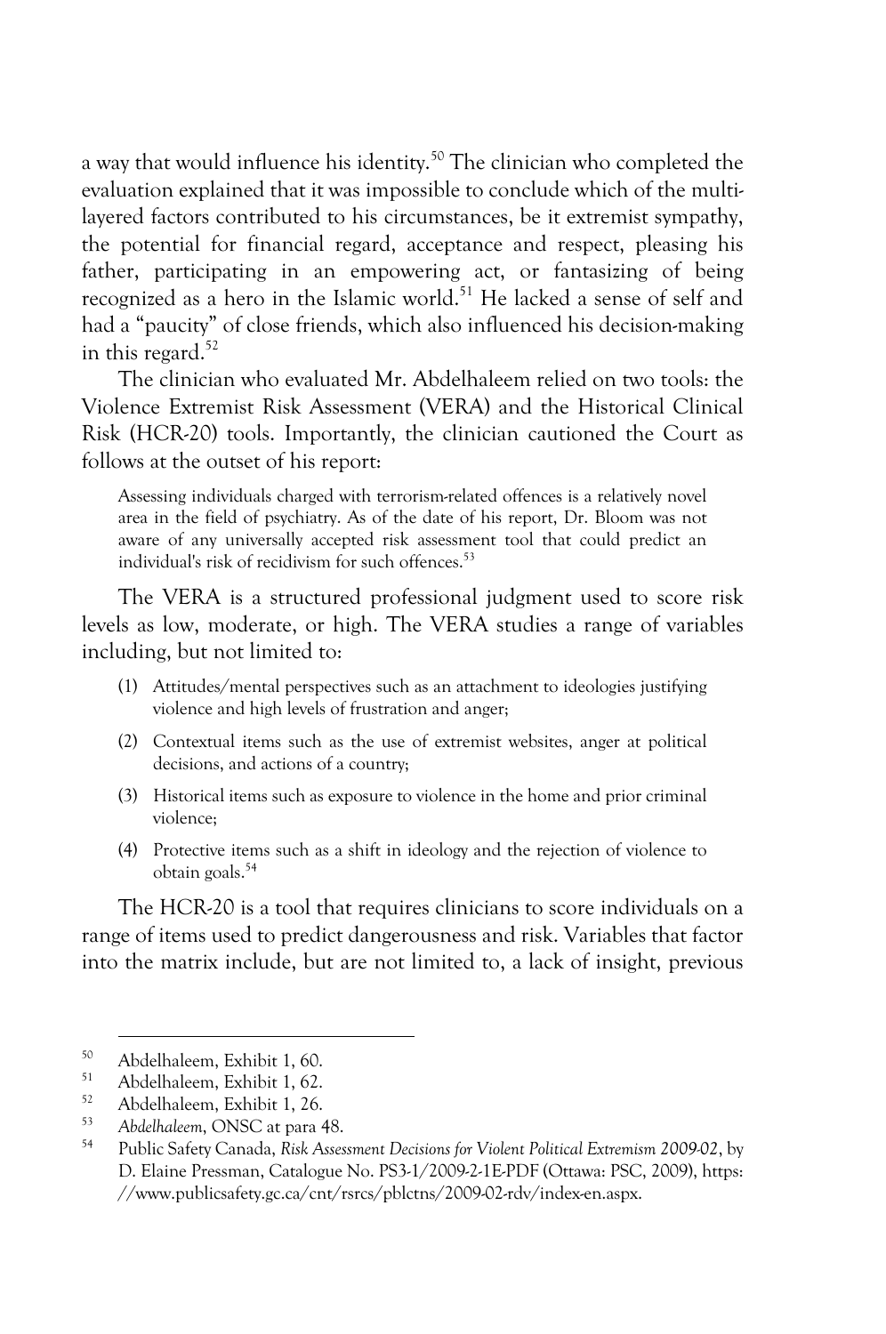a way that would influence his identity.[50] The clinician who completed the evaluation explained that it was impossible to conclude which of the multi-layered factors contributed to his circumstances, be it extremist sympathy, the potential for financial regard, acceptance and respect, pleasing his father, participating in an empowering act, or fantasizing of being recognized as a hero in the Islamic world.[51] He lacked a sense of self and had a "paucity" of close friends, which also influenced his decision-making in this regard.[52]

The clinician who evaluated Mr. Abdelhaleem relied on two tools: the Violence Extremist Risk Assessment (VERA) and the Historical Clinical Risk (HCR-20) tools. Importantly, the clinician cautioned the Court as follows at the outset of his report:

> Assessing individuals charged with terrorism-related offences is a relatively novel area in the field of psychiatry. As of the date of his report, Dr. Bloom was not aware of any universally accepted risk assessment tool that could predict an individual's risk of recidivism for such offences.[53]

The VERA is a structured professional judgment used to score risk levels as low, moderate, or high. The VERA studies a range of variables including, but not limited to:

(1) Attitudes/mental perspectives such as an attachment to ideologies justifying violence and high levels of frustration and anger;

(2) Contextual items such as the use of extremist websites, anger at political decisions, and actions of a country;

(3) Historical items such as exposure to violence in the home and prior criminal violence;

(4) Protective items such as a shift in ideology and the rejection of violence to obtain goals.[54]

The HCR-20 is a tool that requires clinicians to score individuals on a range of items used to predict dangerousness and risk. Variables that factor into the matrix include, but are not limited to, a lack of insight, previous

---

[50] Abdelhaleem, Exhibit 1, 60.

[51] Abdelhaleem, Exhibit 1, 62.

[52] Abdelhaleem, Exhibit 1, 26.

[53] *Abdelhaleem*, ONSC at para 48.

[54] Public Safety Canada, *Risk Assessment Decisions for Violent Political Extremism 2009-02*, by D. Elaine Pressman, Catalogue No. PS3-1/2009-2-1E-PDF (Ottawa: PSC, 2009), https://www.publicsafety.gc.ca/cnt/rsrcs/pblctns/2009-02-rdv/index-en.aspx.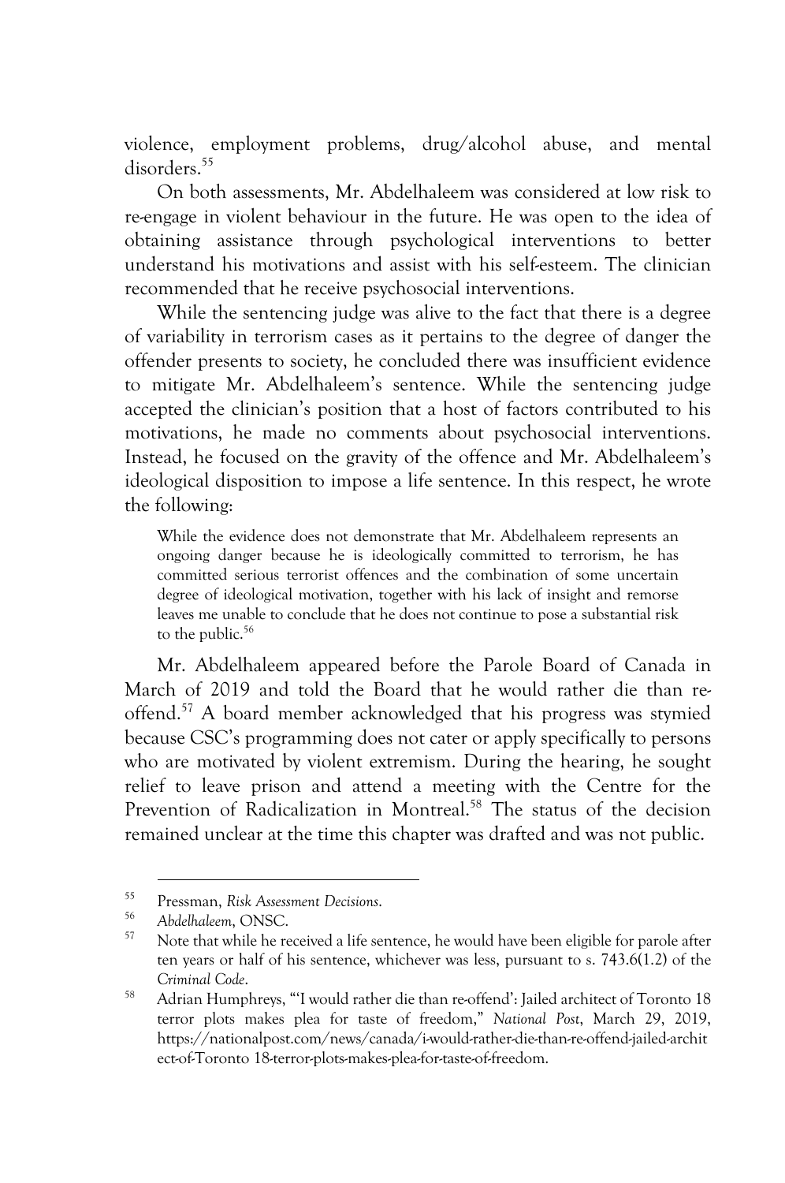violence, employment problems, drug/alcohol abuse, and mental disorders.[55]

On both assessments, Mr. Abdelhaleem was considered at low risk to re-engage in violent behaviour in the future. He was open to the idea of obtaining assistance through psychological interventions to better understand his motivations and assist with his self-esteem. The clinician recommended that he receive psychosocial interventions.

While the sentencing judge was alive to the fact that there is a degree of variability in terrorism cases as it pertains to the degree of danger the offender presents to society, he concluded there was insufficient evidence to mitigate Mr. Abdelhaleem's sentence. While the sentencing judge accepted the clinician's position that a host of factors contributed to his motivations, he made no comments about psychosocial interventions. Instead, he focused on the gravity of the offence and Mr. Abdelhaleem's ideological disposition to impose a life sentence. In this respect, he wrote the following:

> While the evidence does not demonstrate that Mr. Abdelhaleem represents an ongoing danger because he is ideologically committed to terrorism, he has committed serious terrorist offences and the combination of some uncertain degree of ideological motivation, together with his lack of insight and remorse leaves me unable to conclude that he does not continue to pose a substantial risk to the public.[56]

Mr. Abdelhaleem appeared before the Parole Board of Canada in March of 2019 and told the Board that he would rather die than re-offend.[57] A board member acknowledged that his progress was stymied because CSC's programming does not cater or apply specifically to persons who are motivated by violent extremism. During the hearing, he sought relief to leave prison and attend a meeting with the Centre for the Prevention of Radicalization in Montreal.[58] The status of the decision remained unclear at the time this chapter was drafted and was not public.

---

[55] Pressman, *Risk Assessment Decisions*.

[56] *Abdelhaleem*, ONSC.

[57] Note that while he received a life sentence, he would have been eligible for parole after ten years or half of his sentence, whichever was less, pursuant to s. 743.6(1.2) of the *Criminal Code*.

[58] Adrian Humphreys, "'I would rather die than re-offend': Jailed architect of Toronto 18 terror plots makes plea for taste of freedom," *National Post*, March 29, 2019, https://nationalpost.com/news/canada/i-would-rather-die-than-re-offend-jailed-architect-of-Toronto 18-terror-plots-makes-plea-for-taste-of-freedom.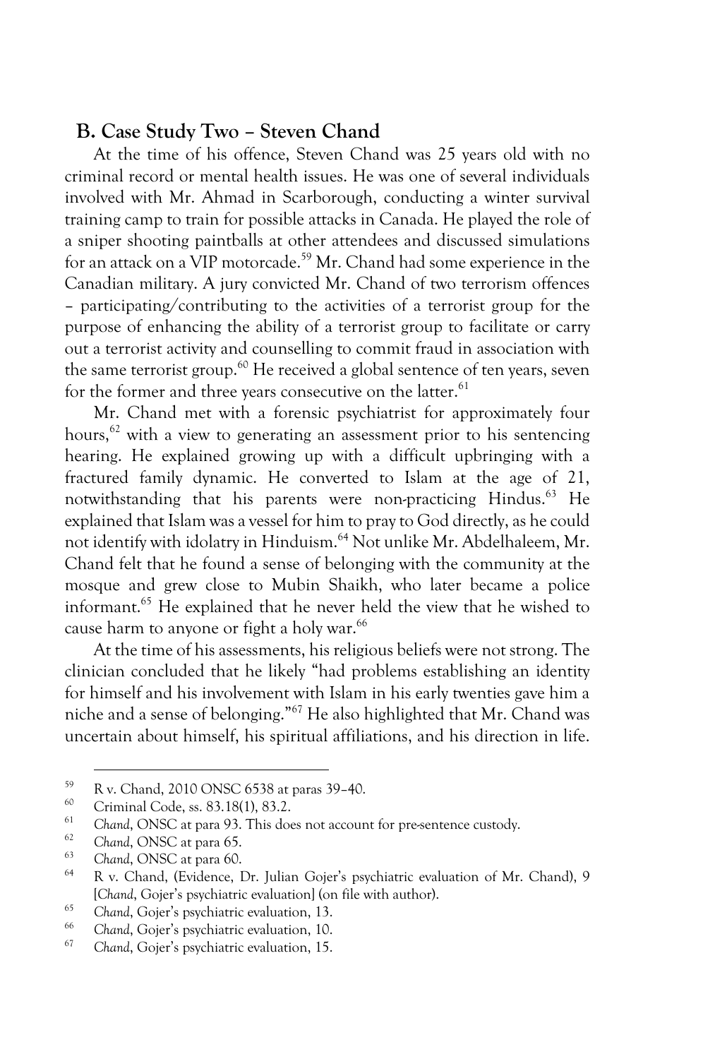### B. Case Study Two – Steven Chand

At the time of his offence, Steven Chand was 25 years old with no criminal record or mental health issues. He was one of several individuals involved with Mr. Ahmad in Scarborough, conducting a winter survival training camp to train for possible attacks in Canada. He played the role of a sniper shooting paintballs at other attendees and discussed simulations for an attack on a VIP motorcade.[59] Mr. Chand had some experience in the Canadian military. A jury convicted Mr. Chand of two terrorism offences – participating/contributing to the activities of a terrorist group for the purpose of enhancing the ability of a terrorist group to facilitate or carry out a terrorist activity and counselling to commit fraud in association with the same terrorist group.[60] He received a global sentence of ten years, seven for the former and three years consecutive on the latter.[61]

Mr. Chand met with a forensic psychiatrist for approximately four hours,[62] with a view to generating an assessment prior to his sentencing hearing. He explained growing up with a difficult upbringing with a fractured family dynamic. He converted to Islam at the age of 21, notwithstanding that his parents were non-practicing Hindus.[63] He explained that Islam was a vessel for him to pray to God directly, as he could not identify with idolatry in Hinduism.[64] Not unlike Mr. Abdelhaleem, Mr. Chand felt that he found a sense of belonging with the community at the mosque and grew close to Mubin Shaikh, who later became a police informant.[65] He explained that he never held the view that he wished to cause harm to anyone or fight a holy war.[66]

At the time of his assessments, his religious beliefs were not strong. The clinician concluded that he likely "had problems establishing an identity for himself and his involvement with Islam in his early twenties gave him a niche and a sense of belonging."[67] He also highlighted that Mr. Chand was uncertain about himself, his spiritual affiliations, and his direction in life.

---

[59] R v. Chand, 2010 ONSC 6538 at paras 39–40.

[60] Criminal Code, ss. 83.18(1), 83.2.

[61] *Chand*, ONSC at para 93. This does not account for pre-sentence custody.

[62] *Chand*, ONSC at para 65.

[63] *Chand*, ONSC at para 60.

[64] R v. Chand, (Evidence, Dr. Julian Gojer's psychiatric evaluation of Mr. Chand), 9 [*Chand*, Gojer's psychiatric evaluation] (on file with author).

[65] *Chand*, Gojer's psychiatric evaluation, 13.

[66] *Chand*, Gojer's psychiatric evaluation, 10.

[67] *Chand*, Gojer's psychiatric evaluation, 15.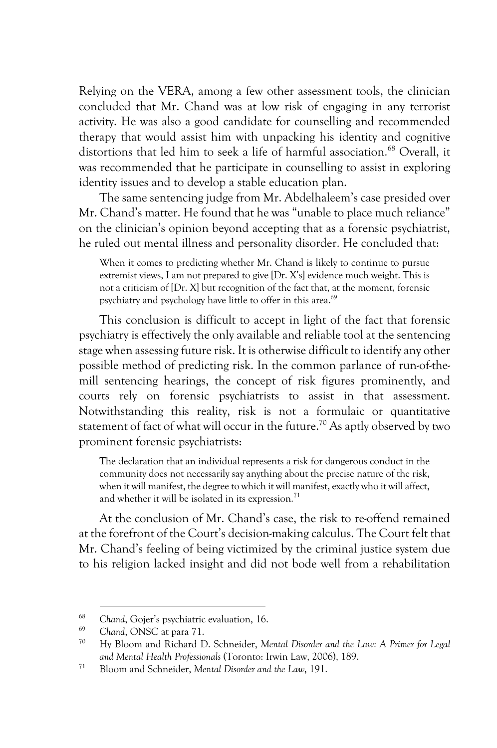Relying on the VERA, among a few other assessment tools, the clinician concluded that Mr. Chand was at low risk of engaging in any terrorist activity. He was also a good candidate for counselling and recommended therapy that would assist him with unpacking his identity and cognitive distortions that led him to seek a life of harmful association.[68] Overall, it was recommended that he participate in counselling to assist in exploring identity issues and to develop a stable education plan.

The same sentencing judge from Mr. Abdelhaleem's case presided over Mr. Chand's matter. He found that he was "unable to place much reliance" on the clinician's opinion beyond accepting that as a forensic psychiatrist, he ruled out mental illness and personality disorder. He concluded that:

> When it comes to predicting whether Mr. Chand is likely to continue to pursue extremist views, I am not prepared to give [Dr. X's] evidence much weight. This is not a criticism of [Dr. X] but recognition of the fact that, at the moment, forensic psychiatry and psychology have little to offer in this area.[69]

This conclusion is difficult to accept in light of the fact that forensic psychiatry is effectively the only available and reliable tool at the sentencing stage when assessing future risk. It is otherwise difficult to identify any other possible method of predicting risk. In the common parlance of run-of-the-mill sentencing hearings, the concept of risk figures prominently, and courts rely on forensic psychiatrists to assist in that assessment. Notwithstanding this reality, risk is not a formulaic or quantitative statement of fact of what will occur in the future.[70] As aptly observed by two prominent forensic psychiatrists:

> The declaration that an individual represents a risk for dangerous conduct in the community does not necessarily say anything about the precise nature of the risk, when it will manifest, the degree to which it will manifest, exactly who it will affect, and whether it will be isolated in its expression.[71]

At the conclusion of Mr. Chand's case, the risk to re-offend remained at the forefront of the Court's decision-making calculus. The Court felt that Mr. Chand's feeling of being victimized by the criminal justice system due to his religion lacked insight and did not bode well from a rehabilitation

---

[68] *Chand*, Gojer's psychiatric evaluation, 16.

[69] *Chand*, ONSC at para 71.

[70] Hy Bloom and Richard D. Schneider, *Mental Disorder and the Law: A Primer for Legal and Mental Health Professionals* (Toronto: Irwin Law, 2006), 189.

[71] Bloom and Schneider, *Mental Disorder and the Law*, 191.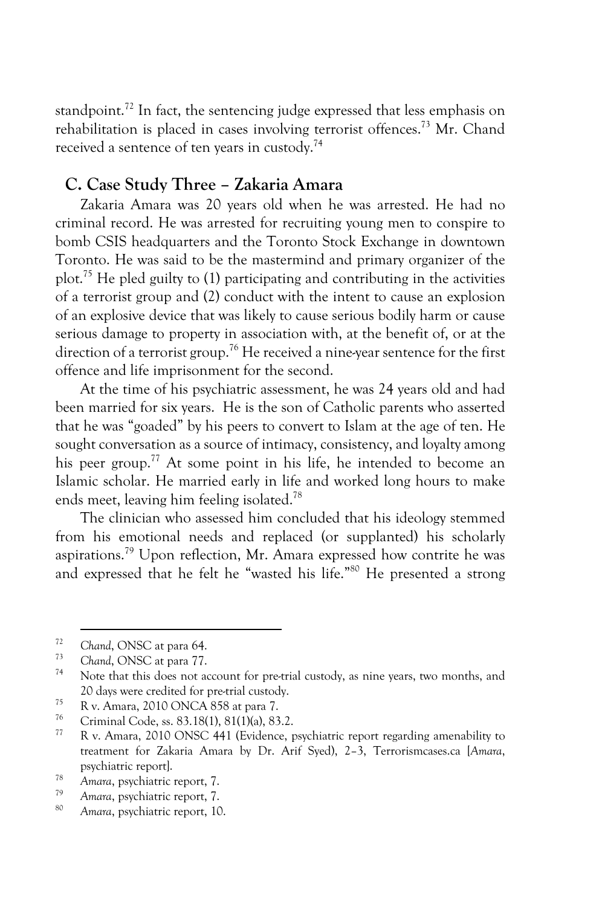standpoint.[72] In fact, the sentencing judge expressed that less emphasis on rehabilitation is placed in cases involving terrorist offences.[73] Mr. Chand received a sentence of ten years in custody.[74]

## C. Case Study Three – Zakaria Amara

Zakaria Amara was 20 years old when he was arrested. He had no criminal record. He was arrested for recruiting young men to conspire to bomb CSIS headquarters and the Toronto Stock Exchange in downtown Toronto. He was said to be the mastermind and primary organizer of the plot.[75] He pled guilty to (1) participating and contributing in the activities of a terrorist group and (2) conduct with the intent to cause an explosion of an explosive device that was likely to cause serious bodily harm or cause serious damage to property in association with, at the benefit of, or at the direction of a terrorist group.[76] He received a nine-year sentence for the first offence and life imprisonment for the second.

At the time of his psychiatric assessment, he was 24 years old and had been married for six years. He is the son of Catholic parents who asserted that he was "goaded" by his peers to convert to Islam at the age of ten. He sought conversation as a source of intimacy, consistency, and loyalty among his peer group.[77] At some point in his life, he intended to become an Islamic scholar. He married early in life and worked long hours to make ends meet, leaving him feeling isolated.[78]

The clinician who assessed him concluded that his ideology stemmed from his emotional needs and replaced (or supplanted) his scholarly aspirations.[79] Upon reflection, Mr. Amara expressed how contrite he was and expressed that he felt he "wasted his life."[80] He presented a strong

---

[72] *Chand*, ONSC at para 64.

[73] *Chand*, ONSC at para 77.

[74] Note that this does not account for pre-trial custody, as nine years, two months, and 20 days were credited for pre-trial custody.

[75] R v. Amara, 2010 ONCA 858 at para 7.

[76] Criminal Code, ss. 83.18(1), 81(1)(a), 83.2.

[77] R v. Amara, 2010 ONSC 441 (Evidence, psychiatric report regarding amenability to treatment for Zakaria Amara by Dr. Arif Syed), 2–3, Terrorismcases.ca [*Amara*, psychiatric report].

[78] *Amara*, psychiatric report, 7.

[79] *Amara*, psychiatric report, 7.

[80] *Amara*, psychiatric report, 10.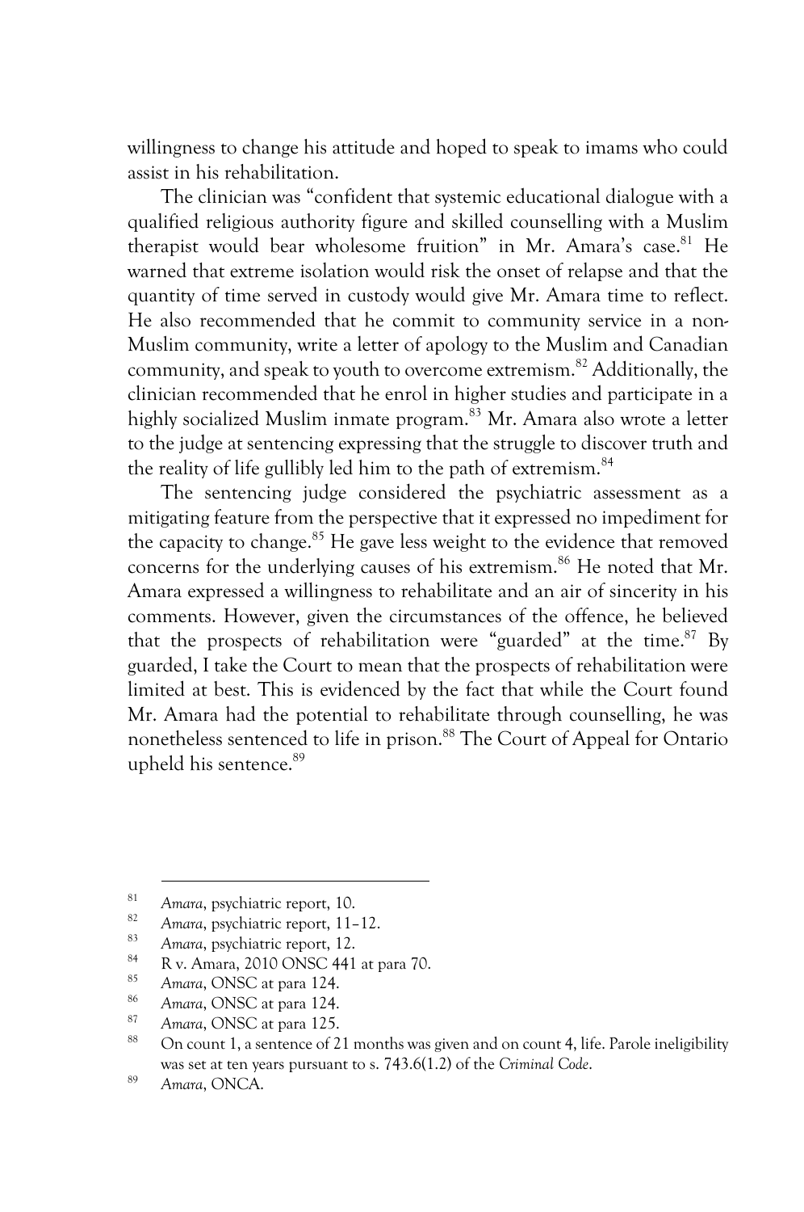willingness to change his attitude and hoped to speak to imams who could assist in his rehabilitation.

The clinician was "confident that systemic educational dialogue with a qualified religious authority figure and skilled counselling with a Muslim therapist would bear wholesome fruition" in Mr. Amara's case.[81] He warned that extreme isolation would risk the onset of relapse and that the quantity of time served in custody would give Mr. Amara time to reflect. He also recommended that he commit to community service in a non-Muslim community, write a letter of apology to the Muslim and Canadian community, and speak to youth to overcome extremism.[82] Additionally, the clinician recommended that he enrol in higher studies and participate in a highly socialized Muslim inmate program.[83] Mr. Amara also wrote a letter to the judge at sentencing expressing that the struggle to discover truth and the reality of life gullibly led him to the path of extremism.[84]

The sentencing judge considered the psychiatric assessment as a mitigating feature from the perspective that it expressed no impediment for the capacity to change.[85] He gave less weight to the evidence that removed concerns for the underlying causes of his extremism.[86] He noted that Mr. Amara expressed a willingness to rehabilitate and an air of sincerity in his comments. However, given the circumstances of the offence, he believed that the prospects of rehabilitation were "guarded" at the time.[87] By guarded, I take the Court to mean that the prospects of rehabilitation were limited at best. This is evidenced by the fact that while the Court found Mr. Amara had the potential to rehabilitate through counselling, he was nonetheless sentenced to life in prison.[88] The Court of Appeal for Ontario upheld his sentence.[89]

---

81 *Amara*, psychiatric report, 10.

82 *Amara*, psychiatric report, 11–12.

83 *Amara*, psychiatric report, 12.

84 R v. Amara, 2010 ONSC 441 at para 70.

85 *Amara*, ONSC at para 124.

86 *Amara*, ONSC at para 124.

87 *Amara*, ONSC at para 125.

88 On count 1, a sentence of 21 months was given and on count 4, life. Parole ineligibility was set at ten years pursuant to s. 743.6(1.2) of the *Criminal Code*.

89 *Amara*, ONCA.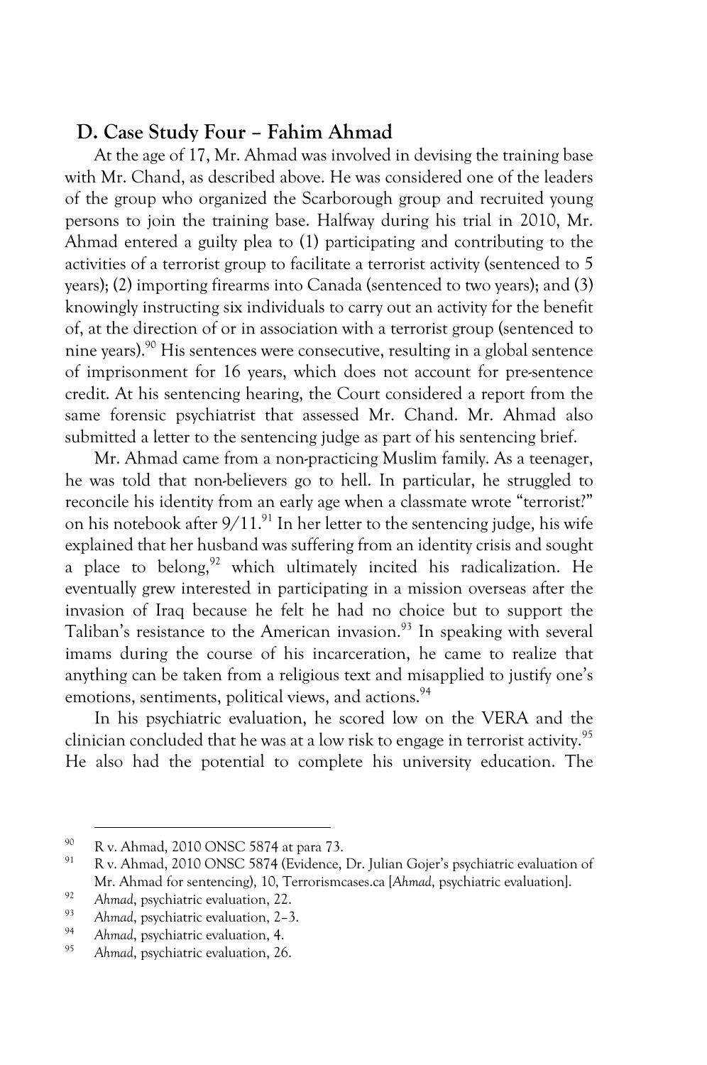## D. Case Study Four – Fahim Ahmad

At the age of 17, Mr. Ahmad was involved in devising the training base with Mr. Chand, as described above. He was considered one of the leaders of the group who organized the Scarborough group and recruited young persons to join the training base. Halfway during his trial in 2010, Mr. Ahmad entered a guilty plea to (1) participating and contributing to the activities of a terrorist group to facilitate a terrorist activity (sentenced to 5 years); (2) importing firearms into Canada (sentenced to two years); and (3) knowingly instructing six individuals to carry out an activity for the benefit of, at the direction of or in association with a terrorist group (sentenced to nine years).[90] His sentences were consecutive, resulting in a global sentence of imprisonment for 16 years, which does not account for pre-sentence credit. At his sentencing hearing, the Court considered a report from the same forensic psychiatrist that assessed Mr. Chand. Mr. Ahmad also submitted a letter to the sentencing judge as part of his sentencing brief.

Mr. Ahmad came from a non-practicing Muslim family. As a teenager, he was told that non-believers go to hell. In particular, he struggled to reconcile his identity from an early age when a classmate wrote "terrorist?" on his notebook after 9/11.[91] In her letter to the sentencing judge, his wife explained that her husband was suffering from an identity crisis and sought a place to belong,[92] which ultimately incited his radicalization. He eventually grew interested in participating in a mission overseas after the invasion of Iraq because he felt he had no choice but to support the Taliban's resistance to the American invasion.[93] In speaking with several imams during the course of his incarceration, he came to realize that anything can be taken from a religious text and misapplied to justify one's emotions, sentiments, political views, and actions.[94]

In his psychiatric evaluation, he scored low on the VERA and the clinician concluded that he was at a low risk to engage in terrorist activity.[95] He also had the potential to complete his university education. The

---

[90] R v. Ahmad, 2010 ONSC 5874 at para 73.

[91] R v. Ahmad, 2010 ONSC 5874 (Evidence, Dr. Julian Gojer's psychiatric evaluation of Mr. Ahmad for sentencing), 10, Terrorismcases.ca [*Ahmad*, psychiatric evaluation].

[92] *Ahmad*, psychiatric evaluation, 22.

[93] *Ahmad*, psychiatric evaluation, 2–3.

[94] *Ahmad*, psychiatric evaluation, 4.

[95] *Ahmad*, psychiatric evaluation, 26.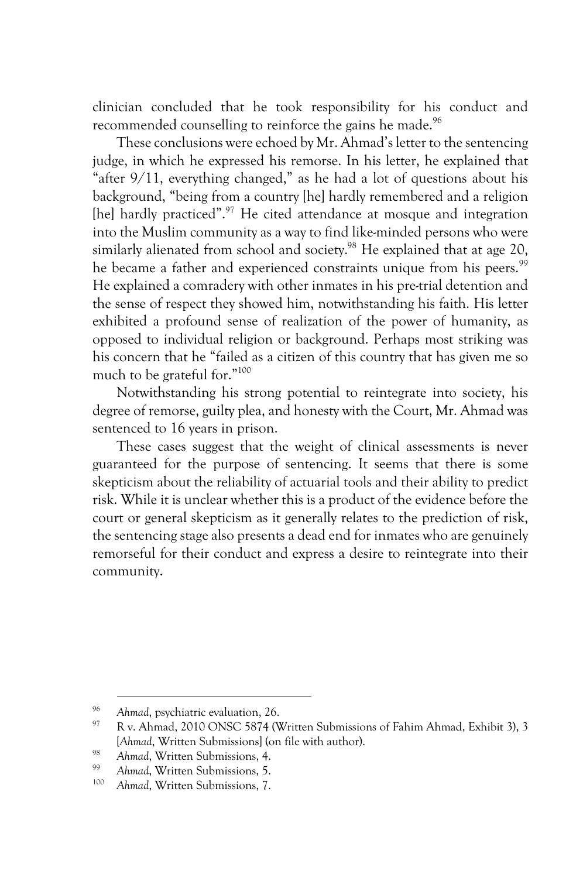clinician concluded that he took responsibility for his conduct and recommended counselling to reinforce the gains he made.[96]

These conclusions were echoed by Mr. Ahmad's letter to the sentencing judge, in which he expressed his remorse. In his letter, he explained that "after 9/11, everything changed," as he had a lot of questions about his background, "being from a country [he] hardly remembered and a religion [he] hardly practiced".[97] He cited attendance at mosque and integration into the Muslim community as a way to find like-minded persons who were similarly alienated from school and society.[98] He explained that at age 20, he became a father and experienced constraints unique from his peers.[99] He explained a comradery with other inmates in his pre-trial detention and the sense of respect they showed him, notwithstanding his faith. His letter exhibited a profound sense of realization of the power of humanity, as opposed to individual religion or background. Perhaps most striking was his concern that he "failed as a citizen of this country that has given me so much to be grateful for."[100]

Notwithstanding his strong potential to reintegrate into society, his degree of remorse, guilty plea, and honesty with the Court, Mr. Ahmad was sentenced to 16 years in prison.

These cases suggest that the weight of clinical assessments is never guaranteed for the purpose of sentencing. It seems that there is some skepticism about the reliability of actuarial tools and their ability to predict risk. While it is unclear whether this is a product of the evidence before the court or general skepticism as it generally relates to the prediction of risk, the sentencing stage also presents a dead end for inmates who are genuinely remorseful for their conduct and express a desire to reintegrate into their community.

---

96 *Ahmad*, psychiatric evaluation, 26.

97 R v. Ahmad, 2010 ONSC 5874 (Written Submissions of Fahim Ahmad, Exhibit 3), 3 [*Ahmad*, Written Submissions] (on file with author).

98 *Ahmad*, Written Submissions, 4.

99 *Ahmad*, Written Submissions, 5.

100 *Ahmad*, Written Submissions, 7.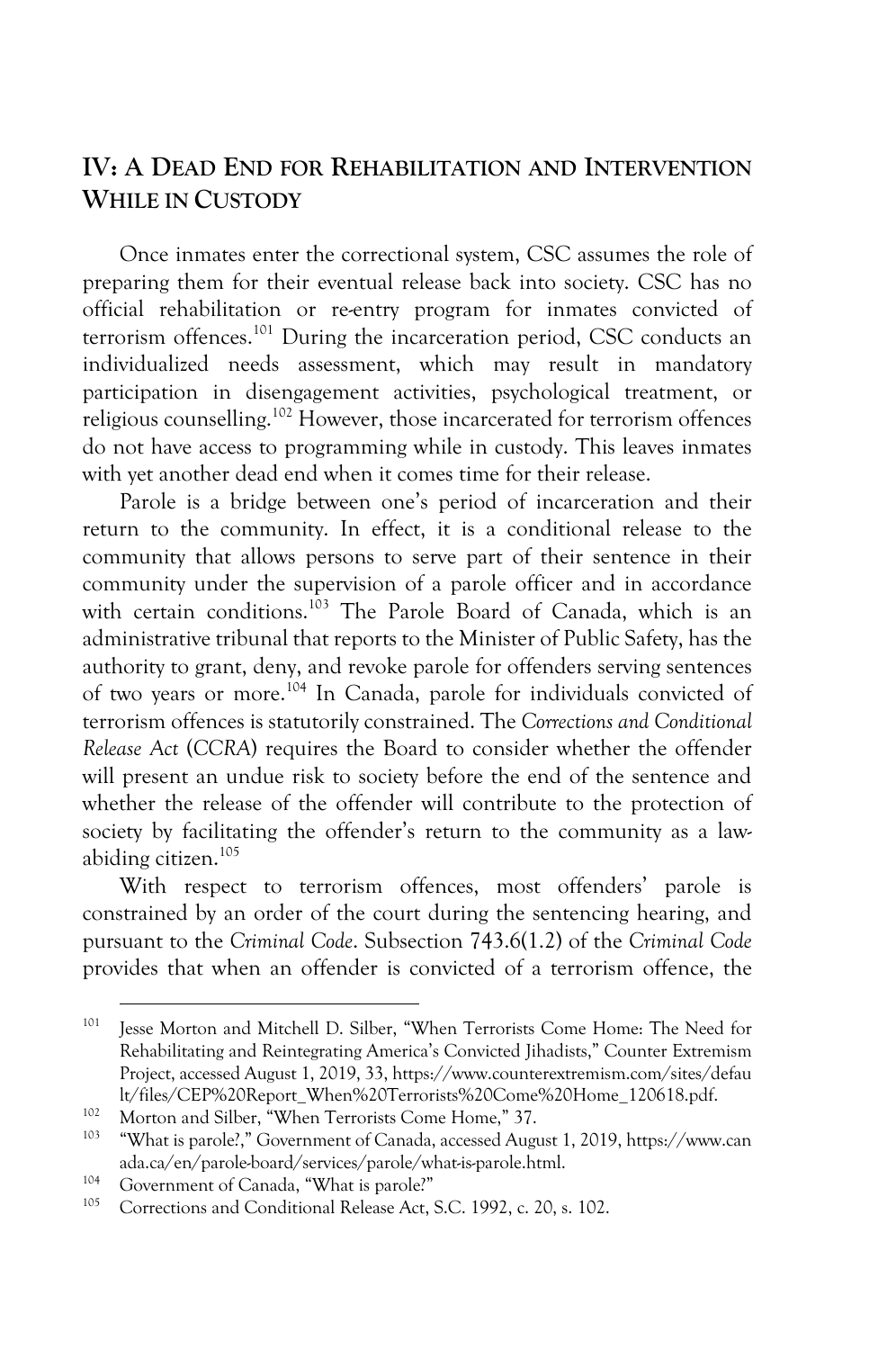## IV: A DEAD END FOR REHABILITATION AND INTERVENTION WHILE IN CUSTODY

Once inmates enter the correctional system, CSC assumes the role of preparing them for their eventual release back into society. CSC has no official rehabilitation or re-entry program for inmates convicted of terrorism offences.[101] During the incarceration period, CSC conducts an individualized needs assessment, which may result in mandatory participation in disengagement activities, psychological treatment, or religious counselling.[102] However, those incarcerated for terrorism offences do not have access to programming while in custody. This leaves inmates with yet another dead end when it comes time for their release.

Parole is a bridge between one's period of incarceration and their return to the community. In effect, it is a conditional release to the community that allows persons to serve part of their sentence in their community under the supervision of a parole officer and in accordance with certain conditions.[103] The Parole Board of Canada, which is an administrative tribunal that reports to the Minister of Public Safety, has the authority to grant, deny, and revoke parole for offenders serving sentences of two years or more.[104] In Canada, parole for individuals convicted of terrorism offences is statutorily constrained. The *Corrections and Conditional Release Act* (*CCRA*) requires the Board to consider whether the offender will present an undue risk to society before the end of the sentence and whether the release of the offender will contribute to the protection of society by facilitating the offender's return to the community as a law-abiding citizen.[105]

With respect to terrorism offences, most offenders' parole is constrained by an order of the court during the sentencing hearing, and pursuant to the *Criminal Code*. Subsection 743.6(1.2) of the *Criminal Code* provides that when an offender is convicted of a terrorism offence, the

---

[101] Jesse Morton and Mitchell D. Silber, "When Terrorists Come Home: The Need for Rehabilitating and Reintegrating America's Convicted Jihadists," Counter Extremism Project, accessed August 1, 2019, 33, https://www.counterextremism.com/sites/default/files/CEP%20Report_When%20Terrorists%20Come%20Home_120618.pdf.

[102] Morton and Silber, "When Terrorists Come Home," 37.

[103] "What is parole?," Government of Canada, accessed August 1, 2019, https://www.canada.ca/en/parole-board/services/parole/what-is-parole.html.

[104] Government of Canada, "What is parole?"

[105] Corrections and Conditional Release Act, S.C. 1992, c. 20, s. 102.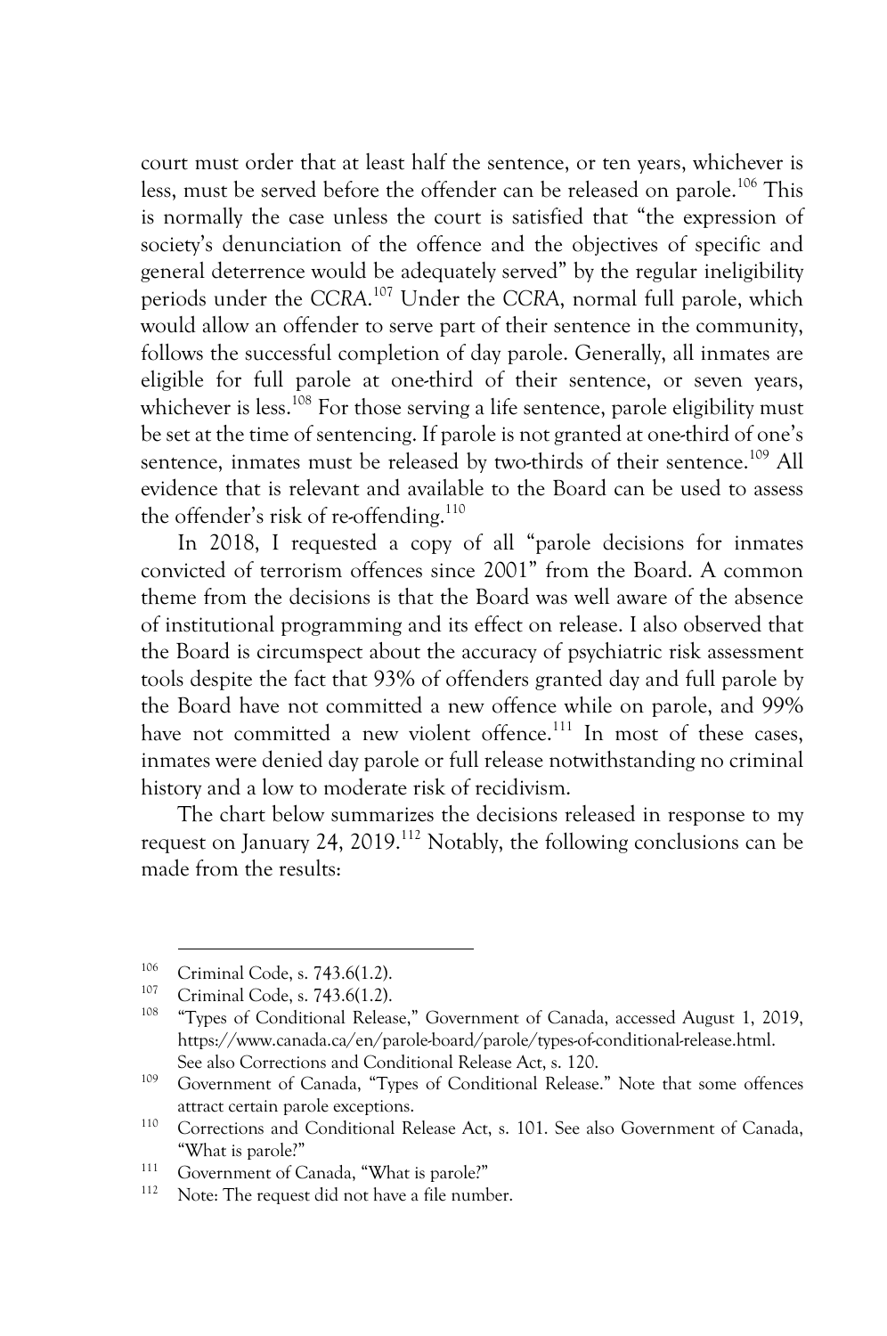court must order that at least half the sentence, or ten years, whichever is less, must be served before the offender can be released on parole.[106] This is normally the case unless the court is satisfied that "the expression of society's denunciation of the offence and the objectives of specific and general deterrence would be adequately served" by the regular ineligibility periods under the *CCRA*.[107] Under the *CCRA*, normal full parole, which would allow an offender to serve part of their sentence in the community, follows the successful completion of day parole. Generally, all inmates are eligible for full parole at one-third of their sentence, or seven years, whichever is less.[108] For those serving a life sentence, parole eligibility must be set at the time of sentencing. If parole is not granted at one-third of one's sentence, inmates must be released by two-thirds of their sentence.[109] All evidence that is relevant and available to the Board can be used to assess the offender's risk of re-offending.[110]

In 2018, I requested a copy of all "parole decisions for inmates convicted of terrorism offences since 2001" from the Board. A common theme from the decisions is that the Board was well aware of the absence of institutional programming and its effect on release. I also observed that the Board is circumspect about the accuracy of psychiatric risk assessment tools despite the fact that 93% of offenders granted day and full parole by the Board have not committed a new offence while on parole, and 99% have not committed a new violent offence.[111] In most of these cases, inmates were denied day parole or full release notwithstanding no criminal history and a low to moderate risk of recidivism.

The chart below summarizes the decisions released in response to my request on January 24, 2019.[112] Notably, the following conclusions can be made from the results:

---

[106] Criminal Code, s. 743.6(1.2).

[107] Criminal Code, s. 743.6(1.2).

[108] "Types of Conditional Release," Government of Canada, accessed August 1, 2019, https://www.canada.ca/en/parole-board/parole/types-of-conditional-release.html. See also Corrections and Conditional Release Act, s. 120.

[109] Government of Canada, "Types of Conditional Release." Note that some offences attract certain parole exceptions.

[110] Corrections and Conditional Release Act, s. 101. See also Government of Canada, "What is parole?"

[111] Government of Canada, "What is parole?"

[112] Note: The request did not have a file number.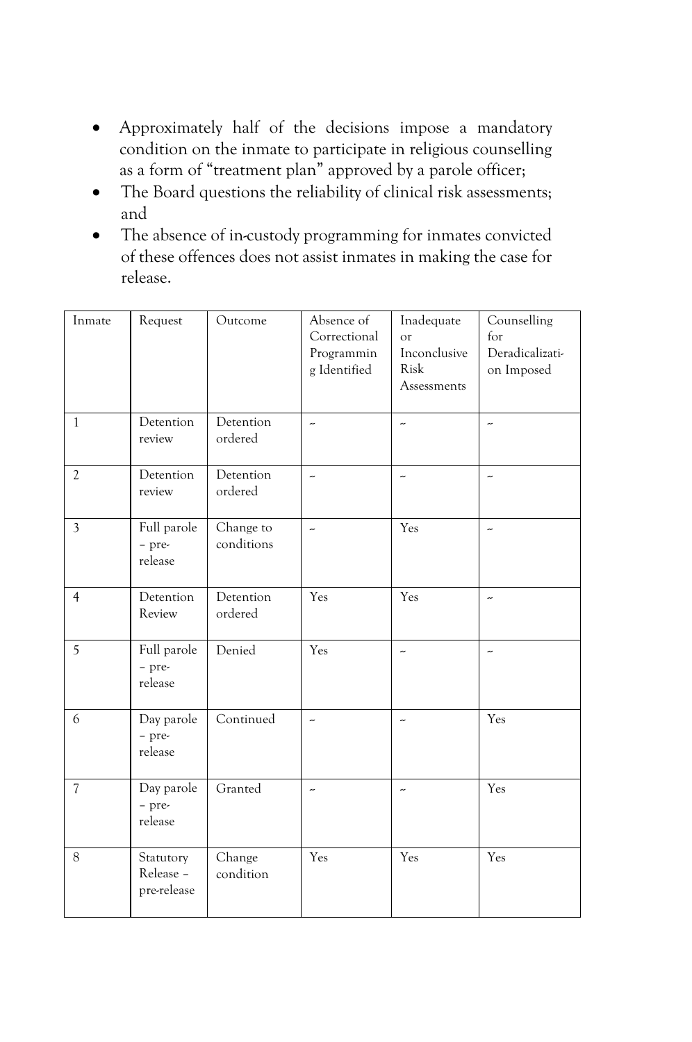- Approximately half of the decisions impose a mandatory condition on the inmate to participate in religious counselling as a form of "treatment plan" approved by a parole officer;
- The Board questions the reliability of clinical risk assessments; and
- The absence of in-custody programming for inmates convicted of these offences does not assist inmates in making the case for release.

| Inmate | Request | Outcome | Absence of Correctional Programming Identified | Inadequate or Inconclusive Risk Assessments | Counselling for Deradicalization Imposed |
|---|---|---|---|---|---|
| 1 | Detention review | Detention ordered | ~ | ~ | ~ |
| 2 | Detention review | Detention ordered | ~ | ~ | ~ |
| 3 | Full parole – pre-release | Change to conditions | ~ | Yes | ~ |
| 4 | Detention Review | Detention ordered | Yes | Yes | ~ |
| 5 | Full parole – pre-release | Denied | Yes | ~ | ~ |
| 6 | Day parole – pre-release | Continued | ~ | ~ | Yes |
| 7 | Day parole – pre-release | Granted | ~ | ~ | Yes |
| 8 | Statutory Release – pre-release | Change condition | Yes | Yes | Yes |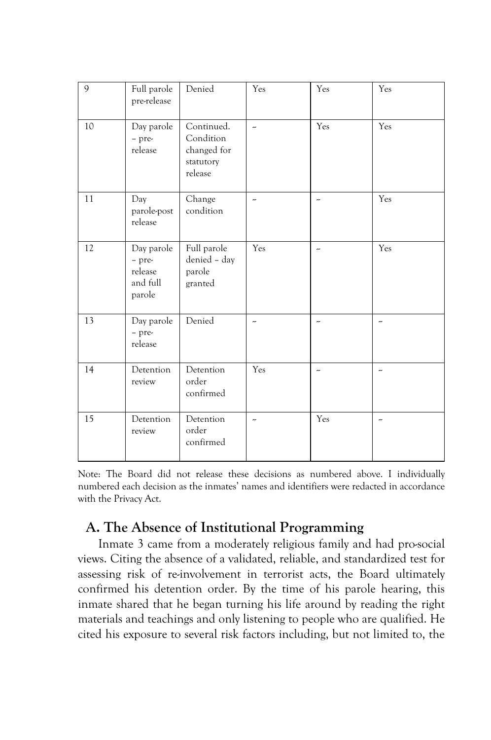| | | | | | |
|---|---|---|---|---|---|
| 9 | Full parole pre-release | Denied | Yes | Yes | Yes |
| 10 | Day parole – pre-release | Continued. Condition changed for statutory release | ~ | Yes | Yes |
| 11 | Day parole-post release | Change condition | ~ | ~ | Yes |
| 12 | Day parole – pre-release and full parole | Full parole denied – day parole granted | Yes | ~ | Yes |
| 13 | Day parole – pre-release | Denied | ~ | ~ | ~ |
| 14 | Detention review | Detention order confirmed | Yes | ~ | ~ |
| 15 | Detention review | Detention order confirmed | ~ | Yes | ~ |

Note: The Board did not release these decisions as numbered above. I individually numbered each decision as the inmates' names and identifiers were redacted in accordance with the Privacy Act.

## A. The Absence of Institutional Programming

Inmate 3 came from a moderately religious family and had pro-social views. Citing the absence of a validated, reliable, and standardized test for assessing risk of re-involvement in terrorist acts, the Board ultimately confirmed his detention order. By the time of his parole hearing, this inmate shared that he began turning his life around by reading the right materials and teachings and only listening to people who are qualified. He cited his exposure to several risk factors including, but not limited to, the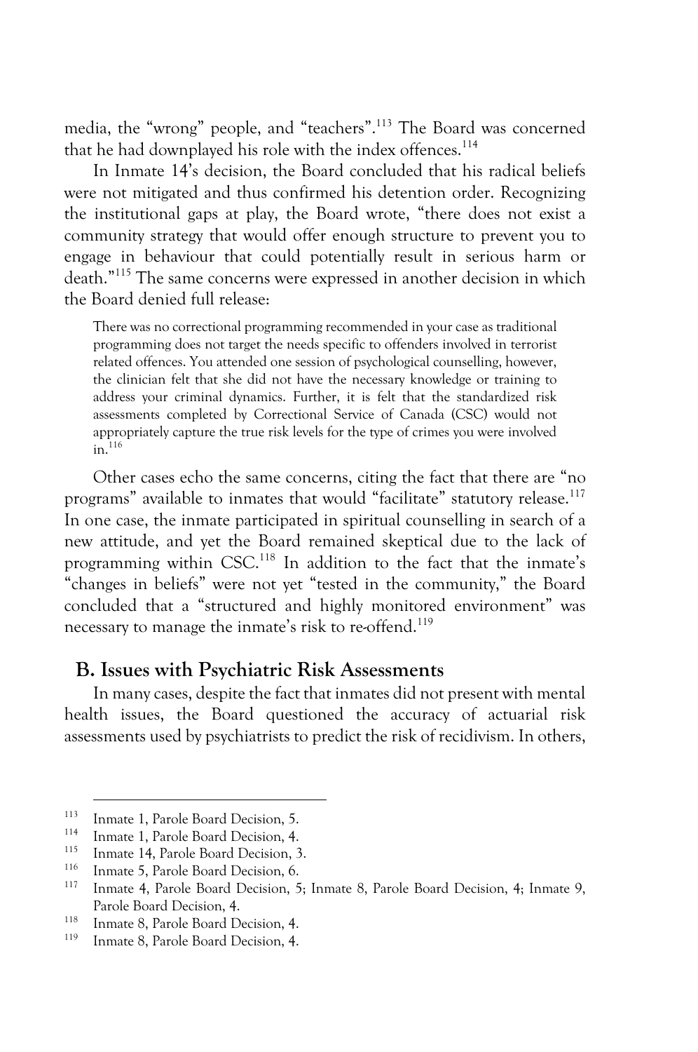media, the "wrong" people, and "teachers".[113] The Board was concerned that he had downplayed his role with the index offences.[114]

In Inmate 14's decision, the Board concluded that his radical beliefs were not mitigated and thus confirmed his detention order. Recognizing the institutional gaps at play, the Board wrote, "there does not exist a community strategy that would offer enough structure to prevent you to engage in behaviour that could potentially result in serious harm or death."[115] The same concerns were expressed in another decision in which the Board denied full release:

> There was no correctional programming recommended in your case as traditional programming does not target the needs specific to offenders involved in terrorist related offences. You attended one session of psychological counselling, however, the clinician felt that she did not have the necessary knowledge or training to address your criminal dynamics. Further, it is felt that the standardized risk assessments completed by Correctional Service of Canada (CSC) would not appropriately capture the true risk levels for the type of crimes you were involved in.[116]

Other cases echo the same concerns, citing the fact that there are "no programs" available to inmates that would "facilitate" statutory release.[117] In one case, the inmate participated in spiritual counselling in search of a new attitude, and yet the Board remained skeptical due to the lack of programming within CSC.[118] In addition to the fact that the inmate's "changes in beliefs" were not yet "tested in the community," the Board concluded that a "structured and highly monitored environment" was necessary to manage the inmate's risk to re-offend.[119]

## B. Issues with Psychiatric Risk Assessments

In many cases, despite the fact that inmates did not present with mental health issues, the Board questioned the accuracy of actuarial risk assessments used by psychiatrists to predict the risk of recidivism. In others,

---

[113] Inmate 1, Parole Board Decision, 5.

[114] Inmate 1, Parole Board Decision, 4.

[115] Inmate 14, Parole Board Decision, 3.

[116] Inmate 5, Parole Board Decision, 6.

[117] Inmate 4, Parole Board Decision, 5; Inmate 8, Parole Board Decision, 4; Inmate 9, Parole Board Decision, 4.

[118] Inmate 8, Parole Board Decision, 4.

[119] Inmate 8, Parole Board Decision, 4.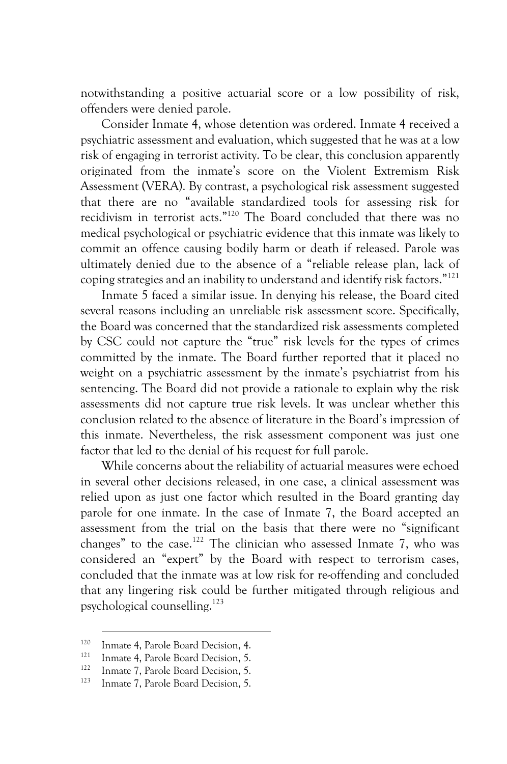notwithstanding a positive actuarial score or a low possibility of risk, offenders were denied parole.

Consider Inmate 4, whose detention was ordered. Inmate 4 received a psychiatric assessment and evaluation, which suggested that he was at a low risk of engaging in terrorist activity. To be clear, this conclusion apparently originated from the inmate's score on the Violent Extremism Risk Assessment (VERA). By contrast, a psychological risk assessment suggested that there are no "available standardized tools for assessing risk for recidivism in terrorist acts."[120] The Board concluded that there was no medical psychological or psychiatric evidence that this inmate was likely to commit an offence causing bodily harm or death if released. Parole was ultimately denied due to the absence of a "reliable release plan, lack of coping strategies and an inability to understand and identify risk factors."[121]

Inmate 5 faced a similar issue. In denying his release, the Board cited several reasons including an unreliable risk assessment score. Specifically, the Board was concerned that the standardized risk assessments completed by CSC could not capture the "true" risk levels for the types of crimes committed by the inmate. The Board further reported that it placed no weight on a psychiatric assessment by the inmate's psychiatrist from his sentencing. The Board did not provide a rationale to explain why the risk assessments did not capture true risk levels. It was unclear whether this conclusion related to the absence of literature in the Board's impression of this inmate. Nevertheless, the risk assessment component was just one factor that led to the denial of his request for full parole.

While concerns about the reliability of actuarial measures were echoed in several other decisions released, in one case, a clinical assessment was relied upon as just one factor which resulted in the Board granting day parole for one inmate. In the case of Inmate 7, the Board accepted an assessment from the trial on the basis that there were no "significant changes" to the case.[122] The clinician who assessed Inmate 7, who was considered an "expert" by the Board with respect to terrorism cases, concluded that the inmate was at low risk for re-offending and concluded that any lingering risk could be further mitigated through religious and psychological counselling.[123]

---

[120] Inmate 4, Parole Board Decision, 4.

[121] Inmate 4, Parole Board Decision, 5.

[122] Inmate 7, Parole Board Decision, 5.

[123] Inmate 7, Parole Board Decision, 5.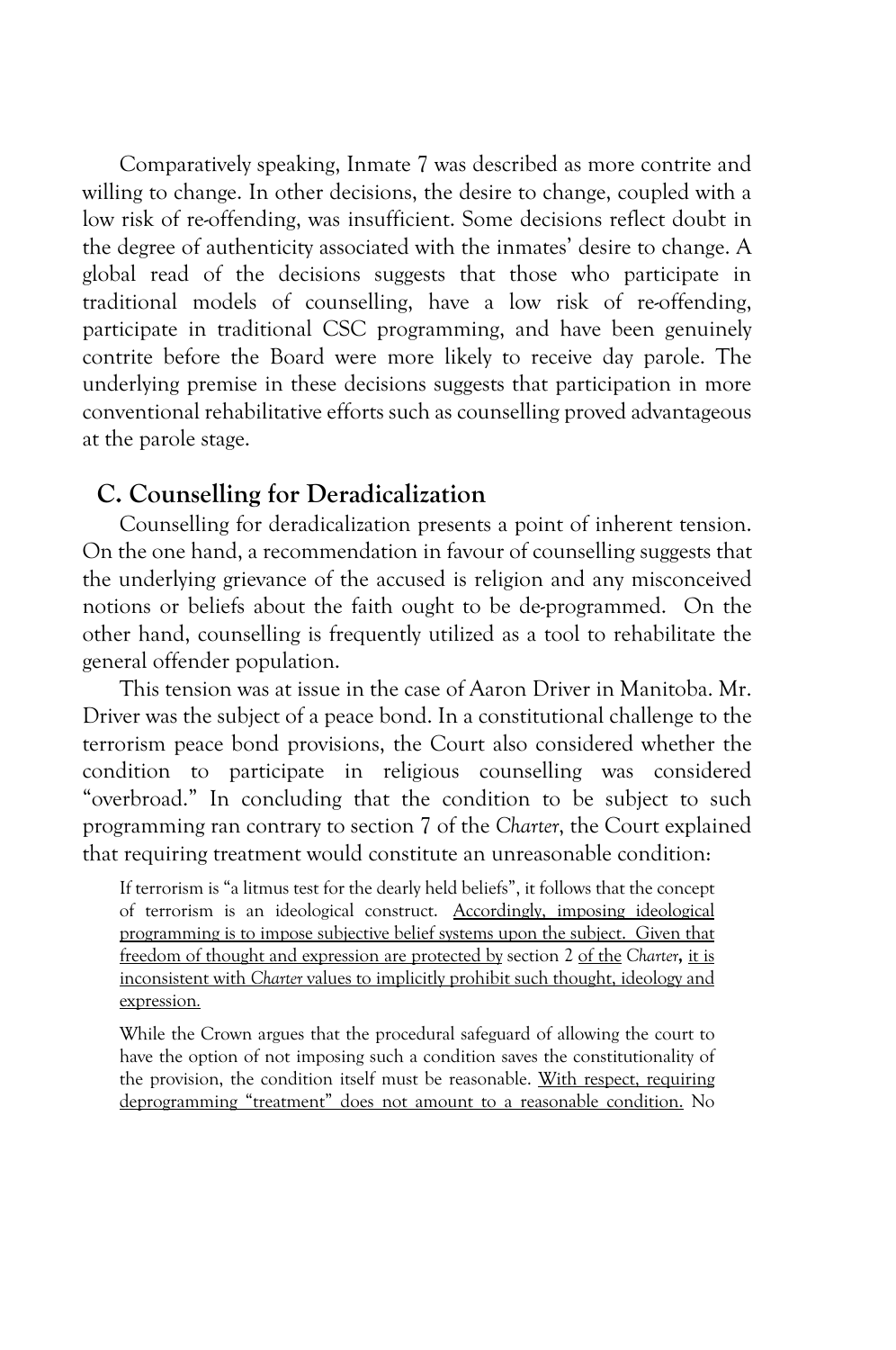Comparatively speaking, Inmate 7 was described as more contrite and willing to change. In other decisions, the desire to change, coupled with a low risk of re-offending, was insufficient. Some decisions reflect doubt in the degree of authenticity associated with the inmates' desire to change. A global read of the decisions suggests that those who participate in traditional models of counselling, have a low risk of re-offending, participate in traditional CSC programming, and have been genuinely contrite before the Board were more likely to receive day parole. The underlying premise in these decisions suggests that participation in more conventional rehabilitative efforts such as counselling proved advantageous at the parole stage.

## C. Counselling for Deradicalization

Counselling for deradicalization presents a point of inherent tension. On the one hand, a recommendation in favour of counselling suggests that the underlying grievance of the accused is religion and any misconceived notions or beliefs about the faith ought to be de-programmed. On the other hand, counselling is frequently utilized as a tool to rehabilitate the general offender population.

This tension was at issue in the case of Aaron Driver in Manitoba. Mr. Driver was the subject of a peace bond. In a constitutional challenge to the terrorism peace bond provisions, the Court also considered whether the condition to participate in religious counselling was considered "overbroad." In concluding that the condition to be subject to such programming ran contrary to section 7 of the *Charter*, the Court explained that requiring treatment would constitute an unreasonable condition:

> If terrorism is "a litmus test for the dearly held beliefs", it follows that the concept of terrorism is an ideological construct. <u>Accordingly, imposing ideological programming is to impose subjective belief systems upon the subject. Given that freedom of thought and expression are protected by</u> section 2 <u>of the</u> *Charter*, <u>it is inconsistent with</u> *Charter* <u>values to implicitly prohibit such thought, ideology and expression.</u>
>
> While the Crown argues that the procedural safeguard of allowing the court to have the option of not imposing such a condition saves the constitutionality of the provision, the condition itself must be reasonable. <u>With respect, requiring deprogramming "treatment" does not amount to a reasonable condition.</u> No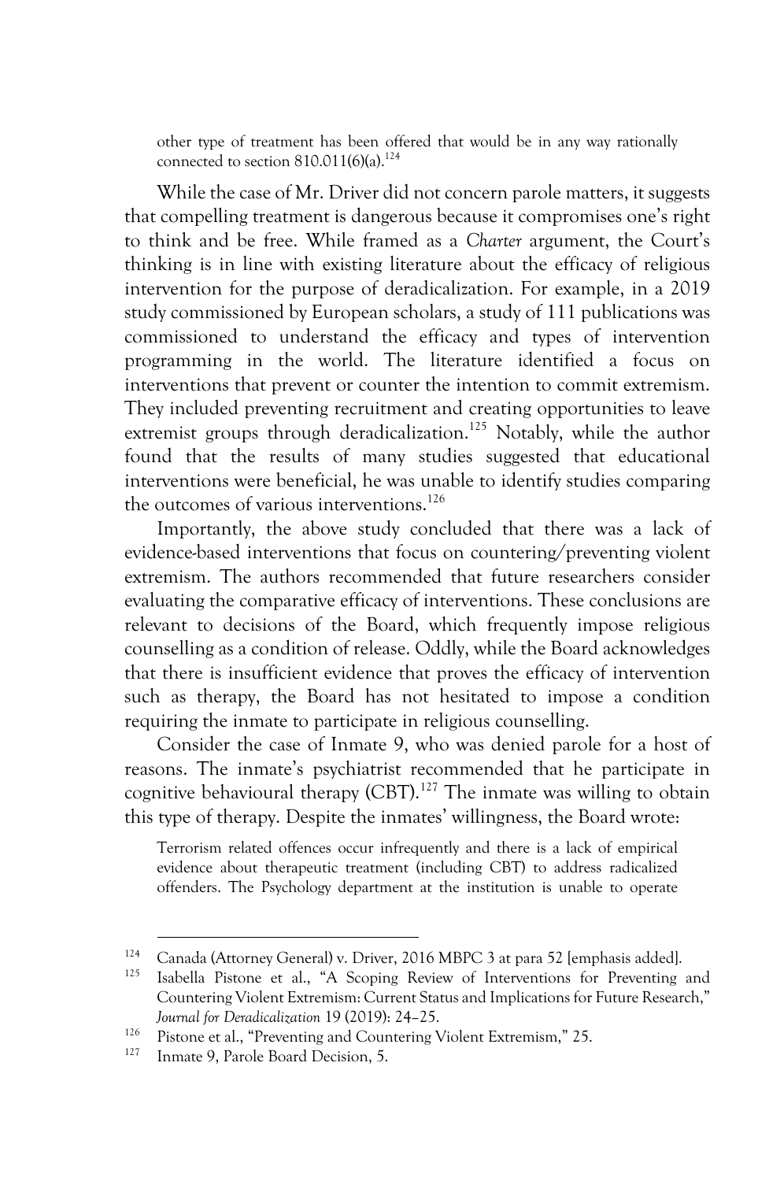> other type of treatment has been offered that would be in any way rationally connected to section 810.011(6)(a).[124]

While the case of Mr. Driver did not concern parole matters, it suggests that compelling treatment is dangerous because it compromises one's right to think and be free. While framed as a *Charter* argument, the Court's thinking is in line with existing literature about the efficacy of religious intervention for the purpose of deradicalization. For example, in a 2019 study commissioned by European scholars, a study of 111 publications was commissioned to understand the efficacy and types of intervention programming in the world. The literature identified a focus on interventions that prevent or counter the intention to commit extremism. They included preventing recruitment and creating opportunities to leave extremist groups through deradicalization.[125] Notably, while the author found that the results of many studies suggested that educational interventions were beneficial, he was unable to identify studies comparing the outcomes of various interventions.[126]

Importantly, the above study concluded that there was a lack of evidence-based interventions that focus on countering/preventing violent extremism. The authors recommended that future researchers consider evaluating the comparative efficacy of interventions. These conclusions are relevant to decisions of the Board, which frequently impose religious counselling as a condition of release. Oddly, while the Board acknowledges that there is insufficient evidence that proves the efficacy of intervention such as therapy, the Board has not hesitated to impose a condition requiring the inmate to participate in religious counselling.

Consider the case of Inmate 9, who was denied parole for a host of reasons. The inmate's psychiatrist recommended that he participate in cognitive behavioural therapy (CBT).[127] The inmate was willing to obtain this type of therapy. Despite the inmates' willingness, the Board wrote:

> Terrorism related offences occur infrequently and there is a lack of empirical evidence about therapeutic treatment (including CBT) to address radicalized offenders. The Psychology department at the institution is unable to operate

---

[124] Canada (Attorney General) v. Driver, 2016 MBPC 3 at para 52 [emphasis added].

[125] Isabella Pistone et al., "A Scoping Review of Interventions for Preventing and Countering Violent Extremism: Current Status and Implications for Future Research," *Journal for Deradicalization* 19 (2019): 24–25.

[126] Pistone et al., "Preventing and Countering Violent Extremism," 25.

[127] Inmate 9, Parole Board Decision, 5.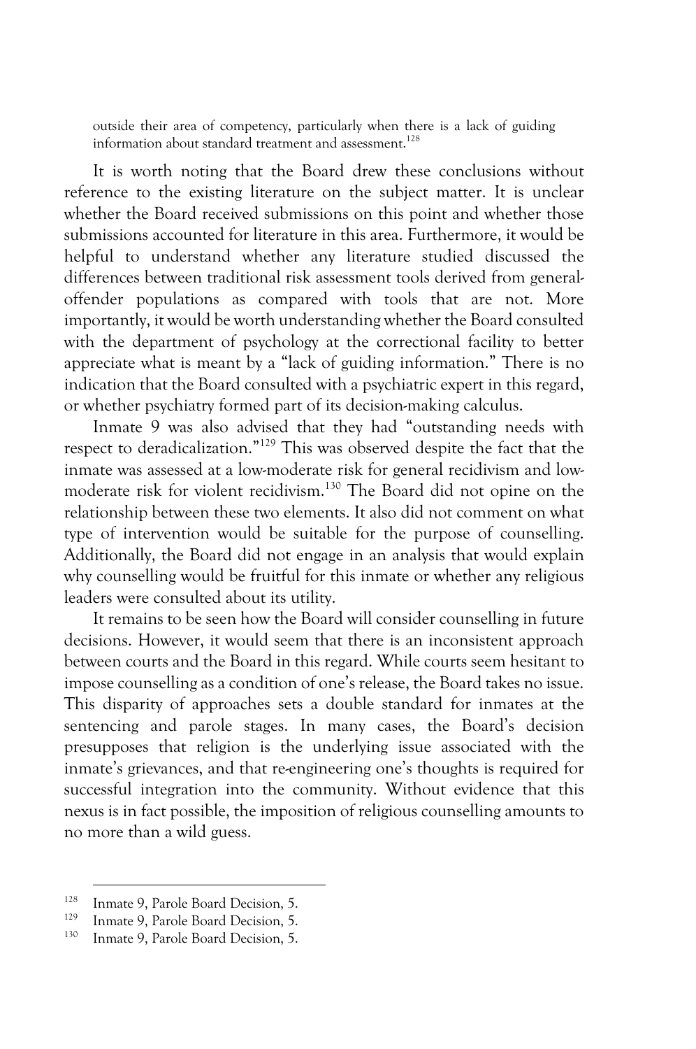> outside their area of competency, particularly when there is a lack of guiding information about standard treatment and assessment.[128]

It is worth noting that the Board drew these conclusions without reference to the existing literature on the subject matter. It is unclear whether the Board received submissions on this point and whether those submissions accounted for literature in this area. Furthermore, it would be helpful to understand whether any literature studied discussed the differences between traditional risk assessment tools derived from general-offender populations as compared with tools that are not. More importantly, it would be worth understanding whether the Board consulted with the department of psychology at the correctional facility to better appreciate what is meant by a "lack of guiding information." There is no indication that the Board consulted with a psychiatric expert in this regard, or whether psychiatry formed part of its decision-making calculus.

Inmate 9 was also advised that they had "outstanding needs with respect to deradicalization."[129] This was observed despite the fact that the inmate was assessed at a low-moderate risk for general recidivism and low-moderate risk for violent recidivism.[130] The Board did not opine on the relationship between these two elements. It also did not comment on what type of intervention would be suitable for the purpose of counselling. Additionally, the Board did not engage in an analysis that would explain why counselling would be fruitful for this inmate or whether any religious leaders were consulted about its utility.

It remains to be seen how the Board will consider counselling in future decisions. However, it would seem that there is an inconsistent approach between courts and the Board in this regard. While courts seem hesitant to impose counselling as a condition of one's release, the Board takes no issue. This disparity of approaches sets a double standard for inmates at the sentencing and parole stages. In many cases, the Board's decision presupposes that religion is the underlying issue associated with the inmate's grievances, and that re-engineering one's thoughts is required for successful integration into the community. Without evidence that this nexus is in fact possible, the imposition of religious counselling amounts to no more than a wild guess.

---

[128] Inmate 9, Parole Board Decision, 5.

[129] Inmate 9, Parole Board Decision, 5.

[130] Inmate 9, Parole Board Decision, 5.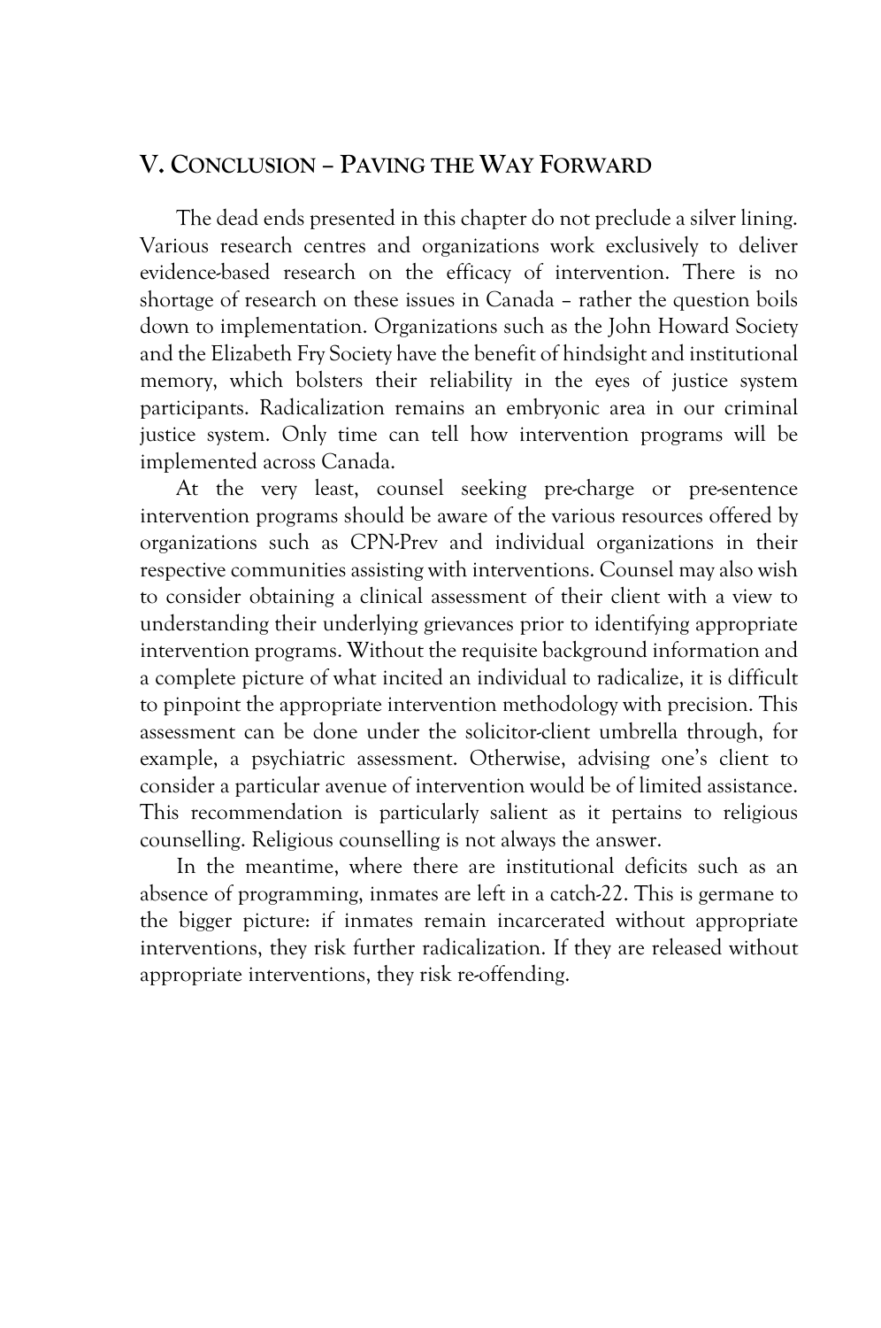## V. Conclusion – Paving the Way Forward

The dead ends presented in this chapter do not preclude a silver lining. Various research centres and organizations work exclusively to deliver evidence-based research on the efficacy of intervention. There is no shortage of research on these issues in Canada – rather the question boils down to implementation. Organizations such as the John Howard Society and the Elizabeth Fry Society have the benefit of hindsight and institutional memory, which bolsters their reliability in the eyes of justice system participants. Radicalization remains an embryonic area in our criminal justice system. Only time can tell how intervention programs will be implemented across Canada.

At the very least, counsel seeking pre-charge or pre-sentence intervention programs should be aware of the various resources offered by organizations such as CPN-Prev and individual organizations in their respective communities assisting with interventions. Counsel may also wish to consider obtaining a clinical assessment of their client with a view to understanding their underlying grievances prior to identifying appropriate intervention programs. Without the requisite background information and a complete picture of what incited an individual to radicalize, it is difficult to pinpoint the appropriate intervention methodology with precision. This assessment can be done under the solicitor-client umbrella through, for example, a psychiatric assessment. Otherwise, advising one's client to consider a particular avenue of intervention would be of limited assistance. This recommendation is particularly salient as it pertains to religious counselling. Religious counselling is not always the answer.

In the meantime, where there are institutional deficits such as an absence of programming, inmates are left in a catch-22. This is germane to the bigger picture: if inmates remain incarcerated without appropriate interventions, they risk further radicalization. If they are released without appropriate interventions, they risk re-offending.